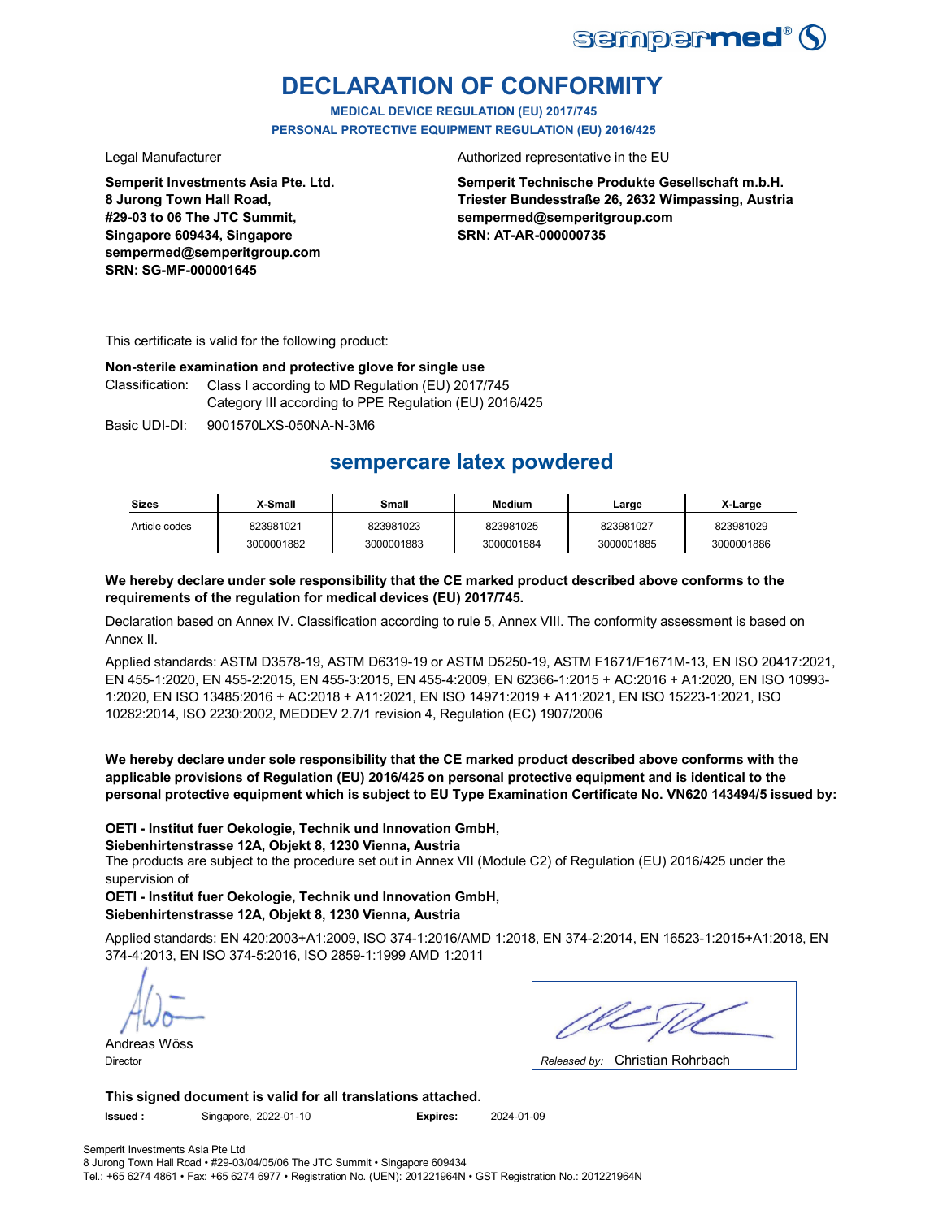# DECLARATION OF CONFORMITY

**MEDICAL DEVICE REGULATION (EU) 2017/745**
**PERSONAL PROTECTIVE EQUIPMENT REGULATION (EU) 2016/425**

Legal Manufacturer

**Semperit Investments Asia Pte. Ltd.**
**8 Jurong Town Hall Road,**
**#29-03 to 06 The JTC Summit,**
**Singapore 609434, Singapore**
**sempermed@semperitgroup.com**
**SRN: SG-MF-000001645**

Authorized representative in the EU

**Semperit Technische Produkte Gesellschaft m.b.H.**
**Triester Bundesstraße 26, 2632 Wimpassing, Austria**
**sempermed@semperitgroup.com**
**SRN: AT-AR-000000735**

This certificate is valid for the following product:

**Non-sterile examination and protective glove for single use**

Classification: Class I according to MD Regulation (EU) 2017/745
Category III according to PPE Regulation (EU) 2016/425

Basic UDI-DI: 9001570LXS-050NA-N-3M6

## sempercare latex powdered

| Sizes | X-Small | Small | Medium | Large | X-Large |
|---|---|---|---|---|---|
| Article codes | 823981021<br>3000001882 | 823981023<br>3000001883 | 823981025<br>3000001884 | 823981027<br>3000001885 | 823981029<br>3000001886 |

**We hereby declare under sole responsibility that the CE marked product described above conforms to the requirements of the regulation for medical devices (EU) 2017/745.**

Declaration based on Annex IV. Classification according to rule 5, Annex VIII. The conformity assessment is based on Annex II.

Applied standards: ASTM D3578-19, ASTM D6319-19 or ASTM D5250-19, ASTM F1671/F1671M-13, EN ISO 20417:2021, EN 455-1:2020, EN 455-2:2015, EN 455-3:2015, EN 455-4:2009, EN 62366-1:2015 + AC:2016 + A1:2020, EN ISO 10993-1:2020, EN ISO 13485:2016 + AC:2018 + A11:2021, EN ISO 14971:2019 + A11:2021, EN ISO 15223-1:2021, ISO 10282:2014, ISO 2230:2002, MEDDEV 2.7/1 revision 4, Regulation (EC) 1907/2006

**We hereby declare under sole responsibility that the CE marked product described above conforms with the applicable provisions of Regulation (EU) 2016/425 on personal protective equipment and is identical to the personal protective equipment which is subject to EU Type Examination Certificate No. VN620 143494/5 issued by:**

**OETI - Institut fuer Oekologie, Technik und Innovation GmbH,**
**Siebenhirtenstrasse 12A, Objekt 8, 1230 Vienna, Austria**

The products are subject to the procedure set out in Annex VII (Module C2) of Regulation (EU) 2016/425 under the supervision of

**OETI - Institut fuer Oekologie, Technik und Innovation GmbH,**
**Siebenhirtenstrasse 12A, Objekt 8, 1230 Vienna, Austria**

Applied standards: EN 420:2003+A1:2009, ISO 374-1:2016/AMD 1:2018, EN 374-2:2014, EN 16523-1:2015+A1:2018, EN 374-4:2013, EN ISO 374-5:2016, ISO 2859-1:1999 AMD 1:2011

Andreas Wöss
Director

*Released by:* Christian Rohrbach

**This signed document is valid for all translations attached.**

**Issued :** Singapore, 2022-01-10 **Expires:** 2024-01-09

Semperit Investments Asia Pte Ltd
8 Jurong Town Hall Road • #29-03/04/05/06 The JTC Summit • Singapore 609434
Tel.: +65 6274 4861 • Fax: +65 6274 6977 • Registration No. (UEN): 201221964N • GST Registration No.: 201221964N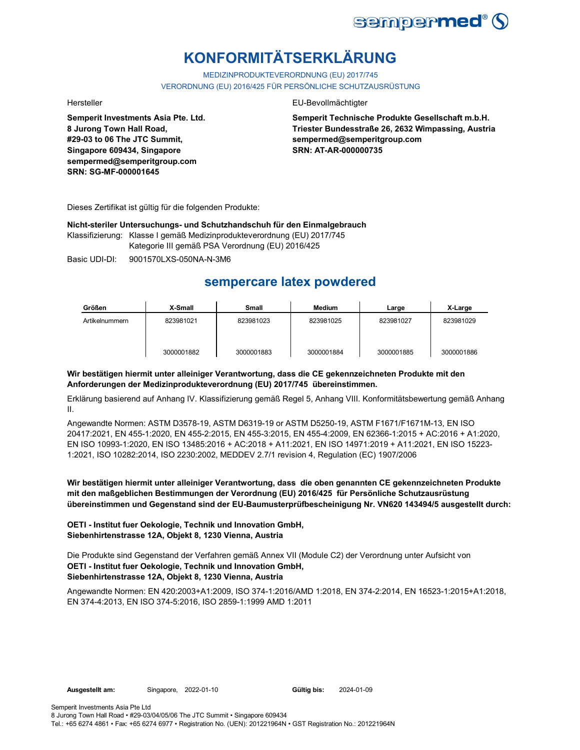# KONFORMITÄTSERKLÄRUNG

MEDIZINPRODUKTEVERORDNUNG (EU) 2017/745
VERORDNUNG (EU) 2016/425 FÜR PERSÖNLICHE SCHUTZAUSRÜSTUNG

Hersteller

**Semperit Investments Asia Pte. Ltd.
8 Jurong Town Hall Road,
#29-03 to 06 The JTC Summit,
Singapore 609434, Singapore
sempermed@semperitgroup.com
SRN: SG-MF-000001645**

EU-Bevollmächtigter

**Semperit Technische Produkte Gesellschaft m.b.H.
Triester Bundesstraße 26, 2632 Wimpassing, Austria
sempermed@semperitgroup.com
SRN: AT-AR-000000735**

Dieses Zertifikat ist gültig für die folgenden Produkte:

**Nicht-steriler Untersuchungs- und Schutzhandschuh für den Einmalgebrauch**

Klassifizierung: Klasse I gemäß Medizinprodukteverordnung (EU) 2017/745
Kategorie III gemäß PSA Verordnung (EU) 2016/425

Basic UDI-DI: 9001570LXS-050NA-N-3M6

## sempercare latex powdered

| Größen | X-Small | Small | Medium | Large | X-Large |
|---|---|---|---|---|---|
| Artikelnummern | 823981021 | 823981023 | 823981025 | 823981027 | 823981029 |
| | 3000001882 | 3000001883 | 3000001884 | 3000001885 | 3000001886 |

**Wir bestätigen hiermit unter alleiniger Verantwortung, dass die CE gekennzeichneten Produkte mit den Anforderungen der Medizinprodukteverordnung (EU) 2017/745 übereinstimmen.**

Erklärung basierend auf Anhang IV. Klassifizierung gemäß Regel 5, Anhang VIII. Konformitätsbewertung gemäß Anhang II.

Angewandte Normen: ASTM D3578-19, ASTM D6319-19 or ASTM D5250-19, ASTM F1671/F1671M-13, EN ISO 20417:2021, EN 455-1:2020, EN 455-2:2015, EN 455-3:2015, EN 455-4:2009, EN 62366-1:2015 + AC:2016 + A1:2020, EN ISO 10993-1:2020, EN ISO 13485:2016 + AC:2018 + A11:2021, EN ISO 14971:2019 + A11:2021, EN ISO 15223-1:2021, ISO 10282:2014, ISO 2230:2002, MEDDEV 2.7/1 revision 4, Regulation (EC) 1907/2006

**Wir bestätigen hiermit unter alleiniger Verantwortung, dass die oben genannten CE gekennzeichneten Produkte mit den maßgeblichen Bestimmungen der Verordnung (EU) 2016/425 für Persönliche Schutzausrüstung übereinstimmen und Gegenstand sind der EU-Baumusterprüfbescheinigung Nr. VN620 143494/5 ausgestellt durch:**

**OETI - Institut fuer Oekologie, Technik und Innovation GmbH,
Siebenhirtenstrasse 12A, Objekt 8, 1230 Vienna, Austria**

Die Produkte sind Gegenstand der Verfahren gemäß Annex VII (Module C2) der Verordnung unter Aufsicht von
**OETI - Institut fuer Oekologie, Technik und Innovation GmbH,
Siebenhirtenstrasse 12A, Objekt 8, 1230 Vienna, Austria**

Angewandte Normen: EN 420:2003+A1:2009, ISO 374-1:2016/AMD 1:2018, EN 374-2:2014, EN 16523-1:2015+A1:2018, EN 374-4:2013, EN ISO 374-5:2016, ISO 2859-1:1999 AMD 1:2011

**Ausgestellt am:** Singapore, 2022-01-10 **Gültig bis:** 2024-01-09

Semperit Investments Asia Pte Ltd
8 Jurong Town Hall Road • #29-03/04/05/06 The JTC Summit • Singapore 609434
Tel.: +65 6274 4861 • Fax: +65 6274 6977 • Registration No. (UEN): 201221964N • GST Registration No.: 201221964N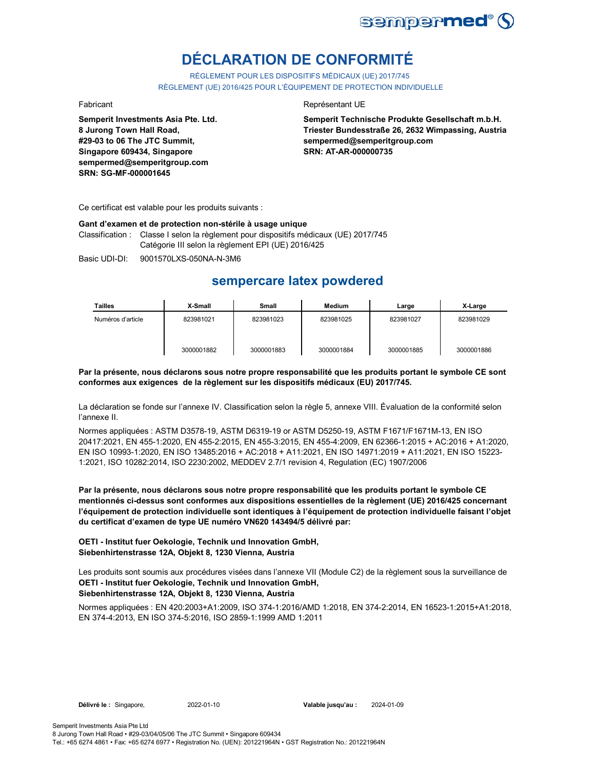# DÉCLARATION DE CONFORMITÉ

RÈGLEMENT POUR LES DISPOSITIFS MÉDICAUX (UE) 2017/745
RÈGLEMENT (UE) 2016/425 POUR L'ÉQUIPEMENT DE PROTECTION INDIVIDUELLE

Fabricant

**Semperit Investments Asia Pte. Ltd.**
**8 Jurong Town Hall Road,**
**#29-03 to 06 The JTC Summit,**
**Singapore 609434, Singapore**
**sempermed@semperitgroup.com**
**SRN: SG-MF-000001645**

Représentant UE

**Semperit Technische Produkte Gesellschaft m.b.H.**
**Triester Bundesstraße 26, 2632 Wimpassing, Austria**
**sempermed@semperitgroup.com**
**SRN: AT-AR-000000735**

Ce certificat est valable pour les produits suivants :

**Gant d'examen et de protection non-stérile à usage unique**

Classification : Classe I selon la règlement pour dispositifs médicaux (UE) 2017/745
Catégorie III selon la règlement EPI (UE) 2016/425

Basic UDI-DI: 9001570LXS-050NA-N-3M6

## sempercare latex powdered

| Tailles | X-Small | Small | Medium | Large | X-Large |
|---|---|---|---|---|---|
| Numéros d'article | 823981021 | 823981023 | 823981025 | 823981027 | 823981029 |
| | 3000001882 | 3000001883 | 3000001884 | 3000001885 | 3000001886 |

**Par la présente, nous déclarons sous notre propre responsabilité que les produits portant le symbole CE sont conformes aux exigences de la règlement sur les dispositifs médicaux (EU) 2017/745.**

La déclaration se fonde sur l'annexe IV. Classification selon la règle 5, annexe VIII. Évaluation de la conformité selon l'annexe II.

Normes appliquées : ASTM D3578-19, ASTM D6319-19 or ASTM D5250-19, ASTM F1671/F1671M-13, EN ISO 20417:2021, EN 455-1:2020, EN 455-2:2015, EN 455-3:2015, EN 455-4:2009, EN 62366-1:2015 + AC:2016 + A1:2020, EN ISO 10993-1:2020, EN ISO 13485:2016 + AC:2018 + A11:2021, EN ISO 14971:2019 + A11:2021, EN ISO 15223-1:2021, ISO 10282:2014, ISO 2230:2002, MEDDEV 2.7/1 revision 4, Regulation (EC) 1907/2006

**Par la présente, nous déclarons sous notre propre responsabilité que les produits portant le symbole CE mentionnés ci-dessus sont conformes aux dispositions essentielles de la règlement (UE) 2016/425 concernant l'équipement de protection individuelle sont identiques à l'équipement de protection individuelle faisant l'objet du certificat d'examen de type UE numéro VN620 143494/5 délivré par:**

**OETI - Institut fuer Oekologie, Technik und Innovation GmbH,**
**Siebenhirtenstrasse 12A, Objekt 8, 1230 Vienna, Austria**

Les produits sont soumis aux procédures visées dans l'annexe VII (Module C2) de la règlement sous la surveillance de
**OETI - Institut fuer Oekologie, Technik und Innovation GmbH,**
**Siebenhirtenstrasse 12A, Objekt 8, 1230 Vienna, Austria**

Normes appliquées : EN 420:2003+A1:2009, ISO 374-1:2016/AMD 1:2018, EN 374-2:2014, EN 16523-1:2015+A1:2018, EN 374-4:2013, EN ISO 374-5:2016, ISO 2859-1:1999 AMD 1:2011

**Délivré le :** Singapore, 2022-01-10 **Valable jusqu'au :** 2024-01-09

Semperit Investments Asia Pte Ltd
8 Jurong Town Hall Road • #29-03/04/05/06 The JTC Summit • Singapore 609434
Tel.: +65 6274 4861 • Fax: +65 6274 6977 • Registration No. (UEN): 201221964N • GST Registration No.: 201221964N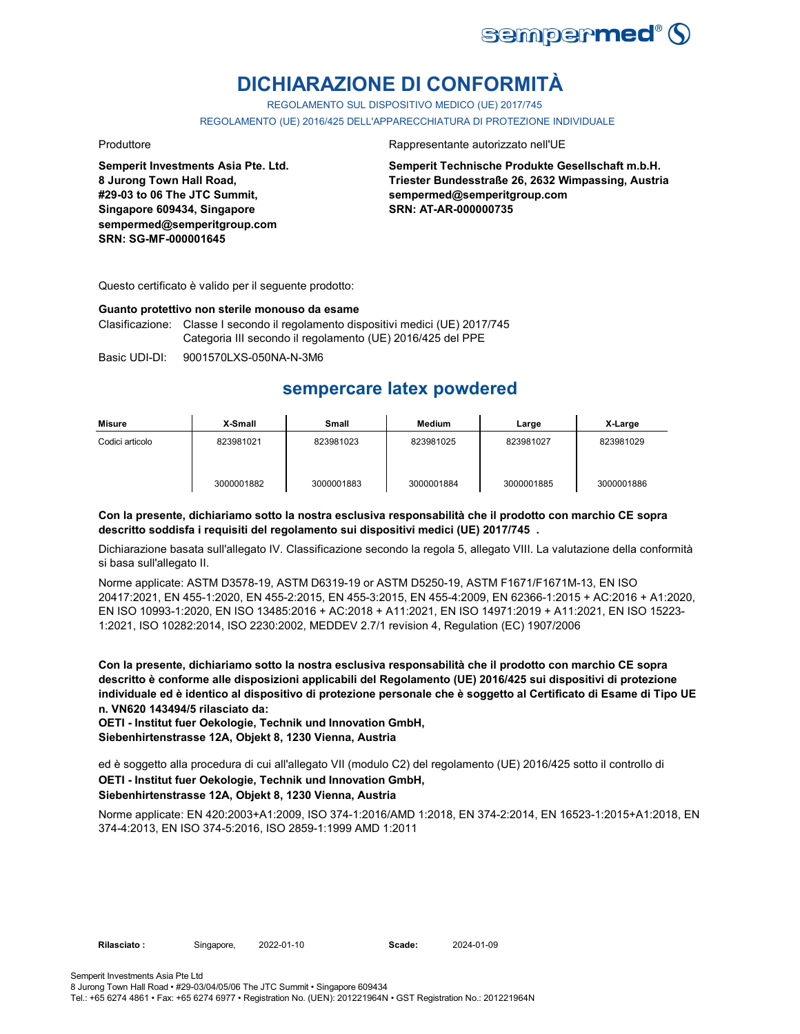# DICHIARAZIONE DI CONFORMITÀ

REGOLAMENTO SUL DISPOSITIVO MEDICO (UE) 2017/745

REGOLAMENTO (UE) 2016/425 DELL'APPARECCHIATURA DI PROTEZIONE INDIVIDUALE

Produttore

**Semperit Investments Asia Pte. Ltd.**
**8 Jurong Town Hall Road,**
**#29-03 to 06 The JTC Summit,**
**Singapore 609434, Singapore**
**sempermed@semperitgroup.com**
**SRN: SG-MF-000001645**

Rappresentante autorizzato nell'UE

**Semperit Technische Produkte Gesellschaft m.b.H.**
**Triester Bundesstraße 26, 2632 Wimpassing, Austria**
**sempermed@semperitgroup.com**
**SRN: AT-AR-000000735**

Questo certificato è valido per il seguente prodotto:

**Guanto protettivo non sterile monouso da esame**

Clasificazione: Classe I secondo il regolamento dispositivi medici (UE) 2017/745
Categoria III secondo il regolamento (UE) 2016/425 del PPE

Basic UDI-DI: 9001570LXS-050NA-N-3M6

## sempercare latex powdered

| Misure | X-Small | Small | Medium | Large | X-Large |
|---|---|---|---|---|---|
| Codici articolo | 823981021<br><br>3000001882 | 823981023<br><br>3000001883 | 823981025<br><br>3000001884 | 823981027<br><br>3000001885 | 823981029<br><br>3000001886 |

**Con la presente, dichiariamo sotto la nostra esclusiva responsabilità che il prodotto con marchio CE sopra descritto soddisfa i requisiti del regolamento sui dispositivi medici (UE) 2017/745 .**

Dichiarazione basata sull'allegato IV. Classificazione secondo la regola 5, allegato VIII. La valutazione della conformità si basa sull'allegato II.

Norme applicate: ASTM D3578-19, ASTM D6319-19 or ASTM D5250-19, ASTM F1671/F1671M-13, EN ISO 20417:2021, EN 455-1:2020, EN 455-2:2015, EN 455-3:2015, EN 455-4:2009, EN 62366-1:2015 + AC:2016 + A1:2020, EN ISO 10993-1:2020, EN ISO 13485:2016 + AC:2018 + A11:2021, EN ISO 14971:2019 + A11:2021, EN ISO 15223-1:2021, ISO 10282:2014, ISO 2230:2002, MEDDEV 2.7/1 revision 4, Regulation (EC) 1907/2006

**Con la presente, dichiariamo sotto la nostra esclusiva responsabilità che il prodotto con marchio CE sopra descritto è conforme alle disposizioni applicabili del Regolamento (UE) 2016/425 sui dispositivi di protezione individuale ed è identico al dispositivo di protezione personale che è soggetto al Certificato di Esame di Tipo UE n. VN620 143494/5 rilasciato da:**
**OETI - Institut fuer Oekologie, Technik und Innovation GmbH,**
**Siebenhirtenstrasse 12A, Objekt 8, 1230 Vienna, Austria**

ed è soggetto alla procedura di cui all'allegato VII (modulo C2) del regolamento (UE) 2016/425 sotto il controllo di
**OETI - Institut fuer Oekologie, Technik und Innovation GmbH,**
**Siebenhirtenstrasse 12A, Objekt 8, 1230 Vienna, Austria**

Norme applicate: EN 420:2003+A1:2009, ISO 374-1:2016/AMD 1:2018, EN 374-2:2014, EN 16523-1:2015+A1:2018, EN 374-4:2013, EN ISO 374-5:2016, ISO 2859-1:1999 AMD 1:2011

**Rilasciato :** Singapore, 2022-01-10 **Scade:** 2024-01-09

Semperit Investments Asia Pte Ltd
8 Jurong Town Hall Road • #29-03/04/05/06 The JTC Summit • Singapore 609434
Tel.: +65 6274 4861 • Fax: +65 6274 6977 • Registration No. (UEN): 201221964N • GST Registration No.: 201221964N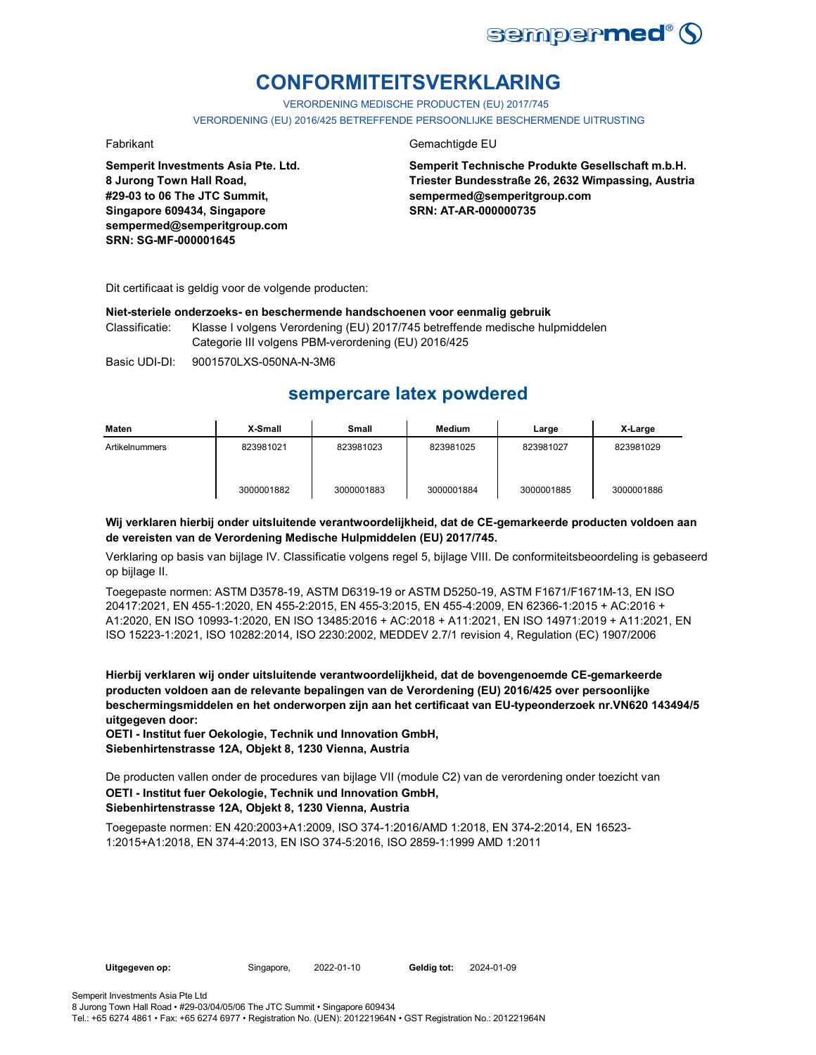# CONFORMITEITSVERKLARING

VERORDENING MEDISCHE PRODUCTEN (EU) 2017/745

VERORDENING (EU) 2016/425 BETREFFENDE PERSOONLIJKE BESCHERMENDE UITRUSTING

Fabrikant

**Semperit Investments Asia Pte. Ltd.**
**8 Jurong Town Hall Road,**
**#29-03 to 06 The JTC Summit,**
**Singapore 609434, Singapore**
**sempermed@semperitgroup.com**
**SRN: SG-MF-000001645**

Gemachtigde EU

**Semperit Technische Produkte Gesellschaft m.b.H.**
**Triester Bundesstraße 26, 2632 Wimpassing, Austria**
**sempermed@semperitgroup.com**
**SRN: AT-AR-000000735**

Dit certificaat is geldig voor de volgende producten:

**Niet-steriele onderzoeks- en beschermende handschoenen voor eenmalig gebruik**

Classificatie: Klasse I volgens Verordening (EU) 2017/745 betreffende medische hulpmiddelen
Categorie III volgens PBM-verordening (EU) 2016/425

Basic UDI-DI: 9001570LXS-050NA-N-3M6

## sempercare latex powdered

| Maten | X-Small | Small | Medium | Large | X-Large |
|---|---|---|---|---|---|
| Artikelnummers | 823981021 | 823981023 | 823981025 | 823981027 | 823981029 |
| | 3000001882 | 3000001883 | 3000001884 | 3000001885 | 3000001886 |

**Wij verklaren hierbij onder uitsluitende verantwoordelijkheid, dat de CE-gemarkeerde producten voldoen aan de vereisten van de Verordening Medische Hulpmiddelen (EU) 2017/745.**

Verklaring op basis van bijlage IV. Classificatie volgens regel 5, bijlage VIII. De conformiteitsbeoordeling is gebaseerd op bijlage II.

Toegepaste normen: ASTM D3578-19, ASTM D6319-19 or ASTM D5250-19, ASTM F1671/F1671M-13, EN ISO 20417:2021, EN 455-1:2020, EN 455-2:2015, EN 455-3:2015, EN 455-4:2009, EN 62366-1:2015 + AC:2016 + A1:2020, EN ISO 10993-1:2020, EN ISO 13485:2016 + AC:2018 + A11:2021, EN ISO 14971:2019 + A11:2021, EN ISO 15223-1:2021, ISO 10282:2014, ISO 2230:2002, MEDDEV 2.7/1 revision 4, Regulation (EC) 1907/2006

**Hierbij verklaren wij onder uitsluitende verantwoordelijkheid, dat de bovengenoemde CE-gemarkeerde producten voldoen aan de relevante bepalingen van de Verordening (EU) 2016/425 over persoonlijke beschermingsmiddelen en het onderworpen zijn aan het certificaat van EU-typeonderzoek nr.VN620 143494/5 uitgegeven door:**
**OETI - Institut fuer Oekologie, Technik und Innovation GmbH,**
**Siebenhirtenstrasse 12A, Objekt 8, 1230 Vienna, Austria**

De producten vallen onder de procedures van bijlage VII (module C2) van de verordening onder toezicht van
**OETI - Institut fuer Oekologie, Technik und Innovation GmbH,**
**Siebenhirtenstrasse 12A, Objekt 8, 1230 Vienna, Austria**

Toegepaste normen: EN 420:2003+A1:2009, ISO 374-1:2016/AMD 1:2018, EN 374-2:2014, EN 16523-1:2015+A1:2018, EN 374-4:2013, EN ISO 374-5:2016, ISO 2859-1:1999 AMD 1:2011

**Uitgegeven op:** Singapore, 2022-01-10 **Geldig tot:** 2024-01-09

Semperit Investments Asia Pte Ltd
8 Jurong Town Hall Road • #29-03/04/05/06 The JTC Summit • Singapore 609434
Tel.: +65 6274 4861 • Fax: +65 6274 6977 • Registration No. (UEN): 201221964N • GST Registration No.: 201221964N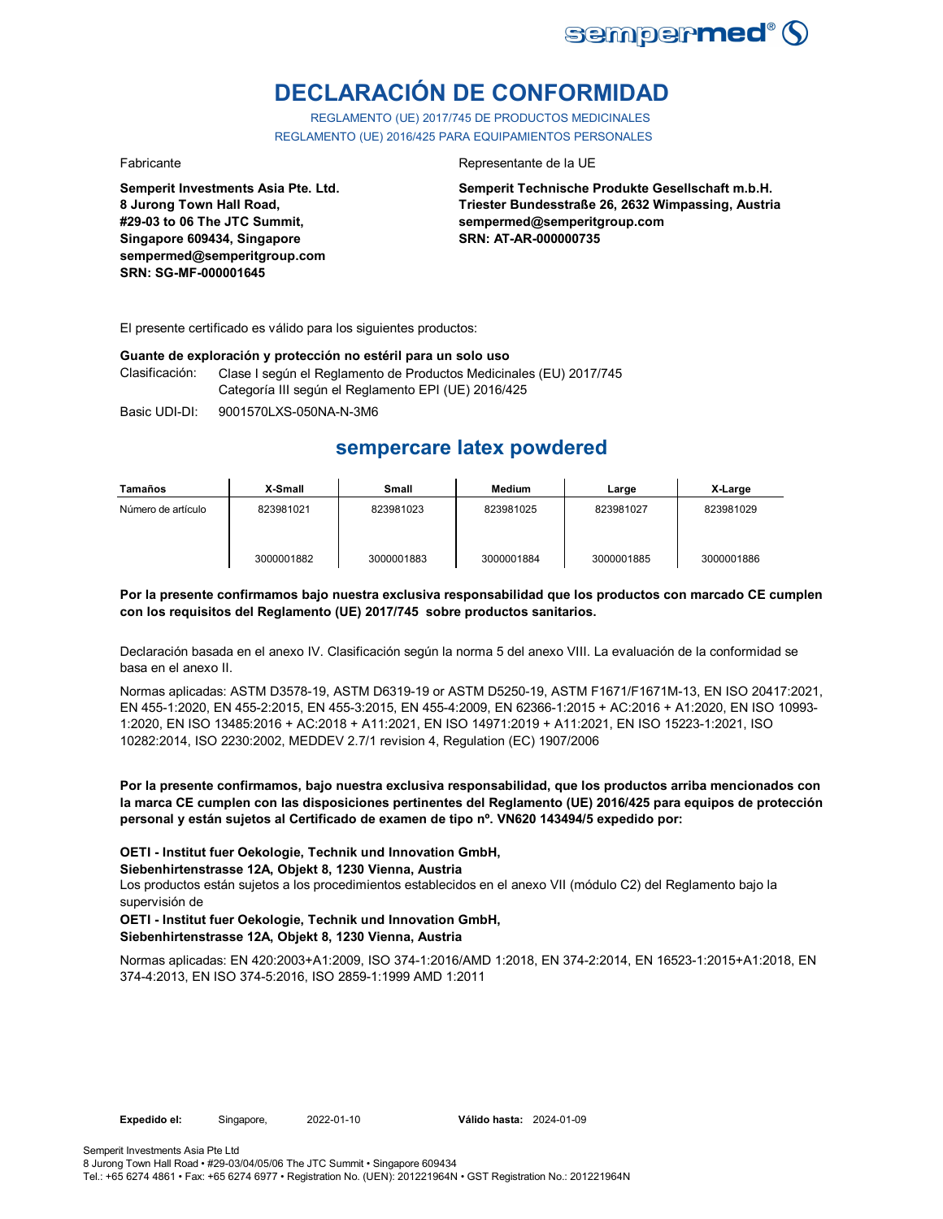# DECLARACIÓN DE CONFORMIDAD

REGLAMENTO (UE) 2017/745 DE PRODUCTOS MEDICINALES
REGLAMENTO (UE) 2016/425 PARA EQUIPAMIENTOS PERSONALES

Fabricante

**Semperit Investments Asia Pte. Ltd.**
**8 Jurong Town Hall Road,**
**#29-03 to 06 The JTC Summit,**
**Singapore 609434, Singapore**
**sempermed@semperitgroup.com**
**SRN: SG-MF-000001645**

Representante de la UE

**Semperit Technische Produkte Gesellschaft m.b.H.**
**Triester Bundesstraße 26, 2632 Wimpassing, Austria**
**sempermed@semperitgroup.com**
**SRN: AT-AR-000000735**

El presente certificado es válido para los siguientes productos:

**Guante de exploración y protección no estéril para un solo uso**

Clasificación: Clase I según el Reglamento de Productos Medicinales (EU) 2017/745
Categoría III según el Reglamento EPI (UE) 2016/425

Basic UDI-DI: 9001570LXS-050NA-N-3M6

## sempercare latex powdered

| Tamaños | X-Small | Small | Medium | Large | X-Large |
|---|---|---|---|---|---|
| Número de artículo | 823981021 | 823981023 | 823981025 | 823981027 | 823981029 |
| | 3000001882 | 3000001883 | 3000001884 | 3000001885 | 3000001886 |

**Por la presente confirmamos bajo nuestra exclusiva responsabilidad que los productos con marcado CE cumplen con los requisitos del Reglamento (UE) 2017/745 sobre productos sanitarios.**

Declaración basada en el anexo IV. Clasificación según la norma 5 del anexo VIII. La evaluación de la conformidad se basa en el anexo II.

Normas aplicadas: ASTM D3578-19, ASTM D6319-19 or ASTM D5250-19, ASTM F1671/F1671M-13, EN ISO 20417:2021, EN 455-1:2020, EN 455-2:2015, EN 455-3:2015, EN 455-4:2009, EN 62366-1:2015 + AC:2016 + A1:2020, EN ISO 10993-1:2020, EN ISO 13485:2016 + AC:2018 + A11:2021, EN ISO 14971:2019 + A11:2021, EN ISO 15223-1:2021, ISO 10282:2014, ISO 2230:2002, MEDDEV 2.7/1 revision 4, Regulation (EC) 1907/2006

**Por la presente confirmamos, bajo nuestra exclusiva responsabilidad, que los productos arriba mencionados con la marca CE cumplen con las disposiciones pertinentes del Reglamento (UE) 2016/425 para equipos de protección personal y están sujetos al Certificado de examen de tipo nº. VN620 143494/5 expedido por:**

**OETI - Institut fuer Oekologie, Technik und Innovation GmbH,**
**Siebenhirtenstrasse 12A, Objekt 8, 1230 Vienna, Austria**
Los productos están sujetos a los procedimientos establecidos en el anexo VII (módulo C2) del Reglamento bajo la supervisión de
**OETI - Institut fuer Oekologie, Technik und Innovation GmbH,**
**Siebenhirtenstrasse 12A, Objekt 8, 1230 Vienna, Austria**

Normas aplicadas: EN 420:2003+A1:2009, ISO 374-1:2016/AMD 1:2018, EN 374-2:2014, EN 16523-1:2015+A1:2018, EN 374-4:2013, EN ISO 374-5:2016, ISO 2859-1:1999 AMD 1:2011

**Expedido el:** Singapore, 2022-01-10 **Válido hasta:** 2024-01-09

Semperit Investments Asia Pte Ltd
8 Jurong Town Hall Road • #29-03/04/05/06 The JTC Summit • Singapore 609434
Tel.: +65 6274 4861 • Fax: +65 6274 6977 • Registration No. (UEN): 201221964N • GST Registration No.: 201221964N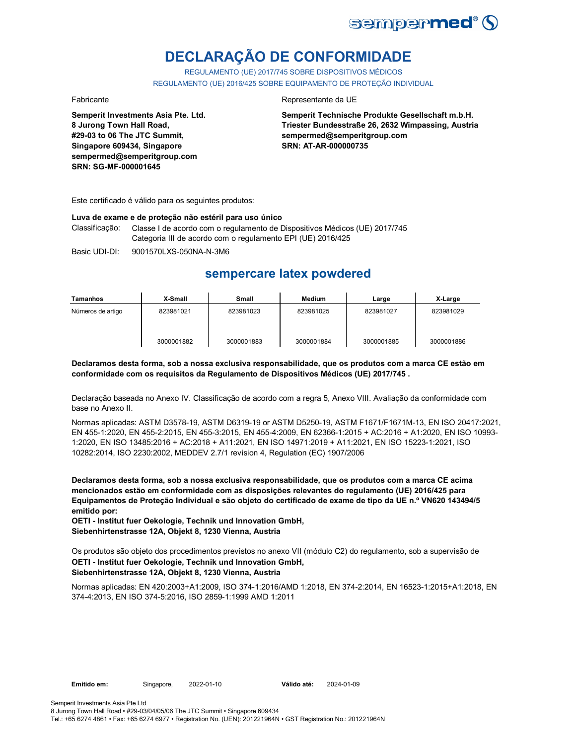# DECLARAÇÃO DE CONFORMIDADE

REGULAMENTO (UE) 2017/745 SOBRE DISPOSITIVOS MÉDICOS

REGULAMENTO (UE) 2016/425 SOBRE EQUIPAMENTO DE PROTEÇÃO INDIVIDUAL

Fabricante

**Semperit Investments Asia Pte. Ltd.**
**8 Jurong Town Hall Road,**
**#29-03 to 06 The JTC Summit,**
**Singapore 609434, Singapore**
**sempermed@semperitgroup.com**
**SRN: SG-MF-000001645**

Representante da UE

**Semperit Technische Produkte Gesellschaft m.b.H.**
**Triester Bundesstraße 26, 2632 Wimpassing, Austria**
**sempermed@semperitgroup.com**
**SRN: AT-AR-000000735**

Este certificado é válido para os seguintes produtos:

**Luva de exame e de proteção não estéril para uso único**

Classificação: Classe I de acordo com o regulamento de Dispositivos Médicos (UE) 2017/745
Categoria III de acordo com o regulamento EPI (UE) 2016/425

Basic UDI-DI: 9001570LXS-050NA-N-3M6

## sempercare latex powdered

| Tamanhos | X-Small | Small | Medium | Large | X-Large |
|---|---|---|---|---|---|
| Números de artigo | 823981021<br>3000001882 | 823981023<br>3000001883 | 823981025<br>3000001884 | 823981027<br>3000001885 | 823981029<br>3000001886 |

**Declaramos desta forma, sob a nossa exclusiva responsabilidade, que os produtos com a marca CE estão em conformidade com os requisitos da Regulamento de Dispositivos Médicos (UE) 2017/745 .**

Declaração baseada no Anexo IV. Classificação de acordo com a regra 5, Anexo VIII. Avaliação da conformidade com base no Anexo II.

Normas aplicadas: ASTM D3578-19, ASTM D6319-19 or ASTM D5250-19, ASTM F1671/F1671M-13, EN ISO 20417:2021, EN 455-1:2020, EN 455-2:2015, EN 455-3:2015, EN 455-4:2009, EN 62366-1:2015 + AC:2016 + A1:2020, EN ISO 10993-1:2020, EN ISO 13485:2016 + AC:2018 + A11:2021, EN ISO 14971:2019 + A11:2021, EN ISO 15223-1:2021, ISO 10282:2014, ISO 2230:2002, MEDDEV 2.7/1 revision 4, Regulation (EC) 1907/2006

**Declaramos desta forma, sob a nossa exclusiva responsabilidade, que os produtos com a marca CE acima mencionados estão em conformidade com as disposições relevantes do regulamento (UE) 2016/425 para Equipamentos de Proteção Individual e são objeto do certificado de exame de tipo da UE n.º VN620 143494/5 emitido por:**
**OETI - Institut fuer Oekologie, Technik und Innovation GmbH,**
**Siebenhirtenstrasse 12A, Objekt 8, 1230 Vienna, Austria**

Os produtos são objeto dos procedimentos previstos no anexo VII (módulo C2) do regulamento, sob a supervisão de
**OETI - Institut fuer Oekologie, Technik und Innovation GmbH,**
**Siebenhirtenstrasse 12A, Objekt 8, 1230 Vienna, Austria**

Normas aplicadas: EN 420:2003+A1:2009, ISO 374-1:2016/AMD 1:2018, EN 374-2:2014, EN 16523-1:2015+A1:2018, EN 374-4:2013, EN ISO 374-5:2016, ISO 2859-1:1999 AMD 1:2011

**Emitido em:** Singapore, 2022-01-10 **Válido até:** 2024-01-09

Semperit Investments Asia Pte Ltd
8 Jurong Town Hall Road • #29-03/04/05/06 The JTC Summit • Singapore 609434
Tel.: +65 6274 4861 • Fax: +65 6274 6977 • Registration No. (UEN): 201221964N • GST Registration No.: 201221964N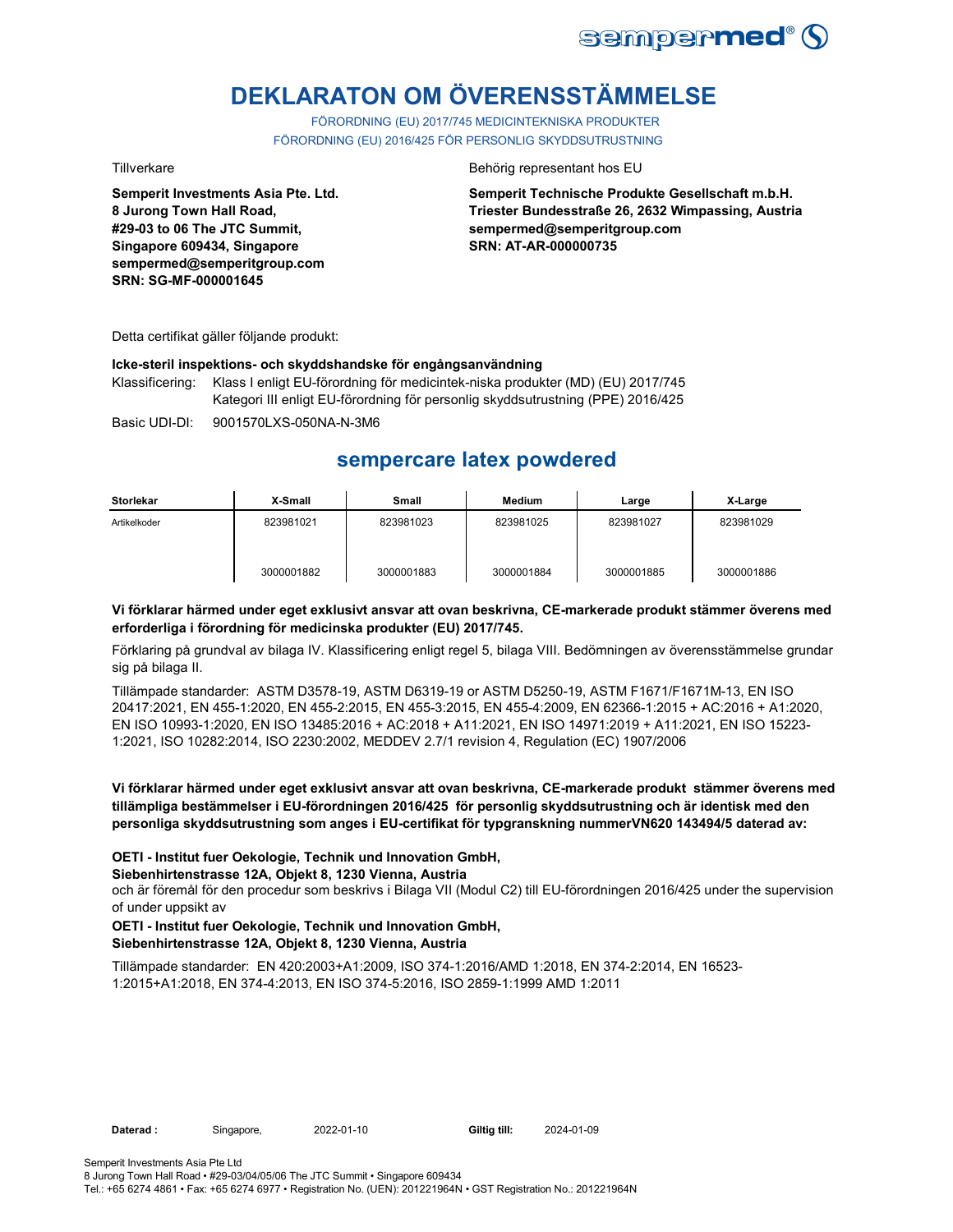# DEKLARATON OM ÖVERENSSTÄMMELSE

FÖRORDNING (EU) 2017/745 MEDICINTEKNISKA PRODUKTER
FÖRORDNING (EU) 2016/425 FÖR PERSONLIG SKYDDSUTRUSTNING

Tillverkare

**Semperit Investments Asia Pte. Ltd.**
**8 Jurong Town Hall Road,**
**#29-03 to 06 The JTC Summit,**
**Singapore 609434, Singapore**
**sempermed@semperitgroup.com**
**SRN: SG-MF-000001645**

Behörig representant hos EU

**Semperit Technische Produkte Gesellschaft m.b.H.**
**Triester Bundesstraße 26, 2632 Wimpassing, Austria**
**sempermed@semperitgroup.com**
**SRN: AT-AR-000000735**

Detta certifikat gäller följande produkt:

**Icke-steril inspektions- och skyddshandske för engångsanvändning**

Klassificering: Klass I enligt EU-förordning för medicintek-niska produkter (MD) (EU) 2017/745
Kategori III enligt EU-förordning för personlig skyddsutrustning (PPE) 2016/425

Basic UDI-DI: 9001570LXS-050NA-N-3M6

## sempercare latex powdered

| Storlekar | X-Small | Small | Medium | Large | X-Large |
|---|---|---|---|---|---|
| Artikelkoder | 823981021 | 823981023 | 823981025 | 823981027 | 823981029 |
| | 3000001882 | 3000001883 | 3000001884 | 3000001885 | 3000001886 |

**Vi förklarar härmed under eget exklusivt ansvar att ovan beskrivna, CE-markerade produkt stämmer överens med erforderliga i förordning för medicinska produkter (EU) 2017/745.**

Förklaring på grundval av bilaga IV. Klassificering enligt regel 5, bilaga VIII. Bedömningen av överensstämmelse grundar sig på bilaga II.

Tillämpade standarder: ASTM D3578-19, ASTM D6319-19 or ASTM D5250-19, ASTM F1671/F1671M-13, EN ISO 20417:2021, EN 455-1:2020, EN 455-2:2015, EN 455-3:2015, EN 455-4:2009, EN 62366-1:2015 + AC:2016 + A1:2020, EN ISO 10993-1:2020, EN ISO 13485:2016 + AC:2018 + A11:2021, EN ISO 14971:2019 + A11:2021, EN ISO 15223-1:2021, ISO 10282:2014, ISO 2230:2002, MEDDEV 2.7/1 revision 4, Regulation (EC) 1907/2006

**Vi förklarar härmed under eget exklusivt ansvar att ovan beskrivna, CE-markerade produkt stämmer överens med tillämpliga bestämmelser i EU-förordningen 2016/425 för personlig skyddsutrustning och är identisk med den personliga skyddsutrustning som anges i EU-certifikat för typgranskning nummerVN620 143494/5 daterad av:**

**OETI - Institut fuer Oekologie, Technik und Innovation GmbH,**
**Siebenhirtenstrasse 12A, Objekt 8, 1230 Vienna, Austria**
och är föremål för den procedur som beskrivs i Bilaga VII (Modul C2) till EU-förordningen 2016/425 under the supervision of under uppsikt av
**OETI - Institut fuer Oekologie, Technik und Innovation GmbH,**
**Siebenhirtenstrasse 12A, Objekt 8, 1230 Vienna, Austria**

Tillämpade standarder: EN 420:2003+A1:2009, ISO 374-1:2016/AMD 1:2018, EN 374-2:2014, EN 16523-1:2015+A1:2018, EN 374-4:2013, EN ISO 374-5:2016, ISO 2859-1:1999 AMD 1:2011

**Daterad :** Singapore, 2022-01-10 **Giltig till:** 2024-01-09

Semperit Investments Asia Pte Ltd
8 Jurong Town Hall Road • #29-03/04/05/06 The JTC Summit • Singapore 609434
Tel.: +65 6274 4861 • Fax: +65 6274 6977 • Registration No. (UEN): 201221964N • GST Registration No.: 201221964N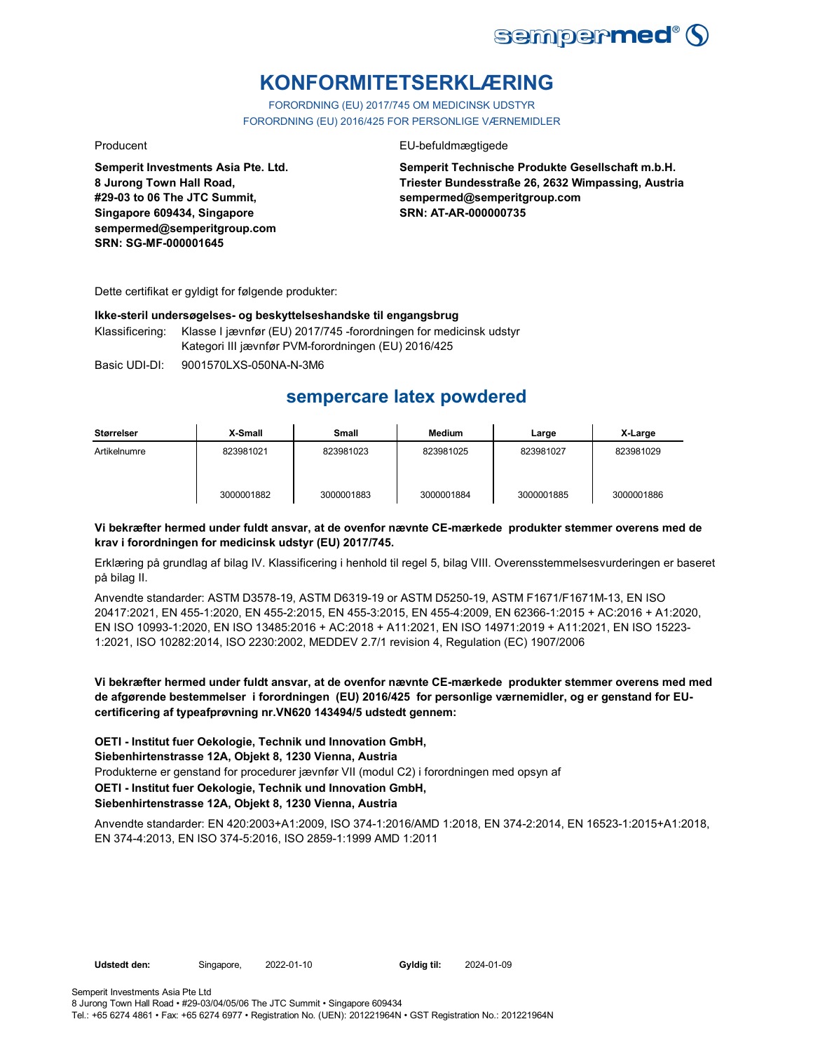# KONFORMITETSERKLÆRING

FORORDNING (EU) 2017/745 OM MEDICINSK UDSTYR
FORORDNING (EU) 2016/425 FOR PERSONLIGE VÆRNEMIDLER

Producent

**Semperit Investments Asia Pte. Ltd.**
**8 Jurong Town Hall Road,**
**#29-03 to 06 The JTC Summit,**
**Singapore 609434, Singapore**
**sempermed@semperitgroup.com**
**SRN: SG-MF-000001645**

EU-befuldmægtigede

**Semperit Technische Produkte Gesellschaft m.b.H.**
**Triester Bundesstraße 26, 2632 Wimpassing, Austria**
**sempermed@semperitgroup.com**
**SRN: AT-AR-000000735**

Dette certifikat er gyldigt for følgende produkter:

**Ikke-steril undersøgelses- og beskyttelseshandske til engangsbrug**

Klassificering: Klasse I jævnfør (EU) 2017/745 -forordningen for medicinsk udstyr
Kategori III jævnfør PVM-forordningen (EU) 2016/425

Basic UDI-DI: 9001570LXS-050NA-N-3M6

## sempercare latex powdered

| Størrelser | X-Small | Small | Medium | Large | X-Large |
|---|---|---|---|---|---|
| Artikelnumre | 823981021<br>3000001882 | 823981023<br>3000001883 | 823981025<br>3000001884 | 823981027<br>3000001885 | 823981029<br>3000001886 |

**Vi bekræfter hermed under fuldt ansvar, at de ovenfor nævnte CE-mærkede produkter stemmer overens med de krav i forordningen for medicinsk udstyr (EU) 2017/745.**

Erklæring på grundlag af bilag IV. Klassificering i henhold til regel 5, bilag VIII. Overensstemmelsesvurderingen er baseret på bilag II.

Anvendte standarder: ASTM D3578-19, ASTM D6319-19 or ASTM D5250-19, ASTM F1671/F1671M-13, EN ISO 20417:2021, EN 455-1:2020, EN 455-2:2015, EN 455-3:2015, EN 455-4:2009, EN 62366-1:2015 + AC:2016 + A1:2020, EN ISO 10993-1:2020, EN ISO 13485:2016 + AC:2018 + A11:2021, EN ISO 14971:2019 + A11:2021, EN ISO 15223-1:2021, ISO 10282:2014, ISO 2230:2002, MEDDEV 2.7/1 revision 4, Regulation (EC) 1907/2006

**Vi bekræfter hermed under fuldt ansvar, at de ovenfor nævnte CE-mærkede produkter stemmer overens med med de afgørende bestemmelser i forordningen (EU) 2016/425 for personlige værnemidler, og er genstand for EU-certificering af typeafprøvning nr.VN620 143494/5 udstedt gennem:**

**OETI - Institut fuer Oekologie, Technik und Innovation GmbH,**
**Siebenhirtenstrasse 12A, Objekt 8, 1230 Vienna, Austria**
Produkterne er genstand for procedurer jævnfør VII (modul C2) i forordningen med opsyn af
**OETI - Institut fuer Oekologie, Technik und Innovation GmbH,**
**Siebenhirtenstrasse 12A, Objekt 8, 1230 Vienna, Austria**

Anvendte standarder: EN 420:2003+A1:2009, ISO 374-1:2016/AMD 1:2018, EN 374-2:2014, EN 16523-1:2015+A1:2018, EN 374-4:2013, EN ISO 374-5:2016, ISO 2859-1:1999 AMD 1:2011

**Udstedt den:** Singapore, 2022-01-10 **Gyldig til:** 2024-01-09

Semperit Investments Asia Pte Ltd
8 Jurong Town Hall Road • #29-03/04/05/06 The JTC Summit • Singapore 609434
Tel.: +65 6274 4861 • Fax: +65 6274 6977 • Registration No. (UEN): 201221964N • GST Registration No.: 201221964N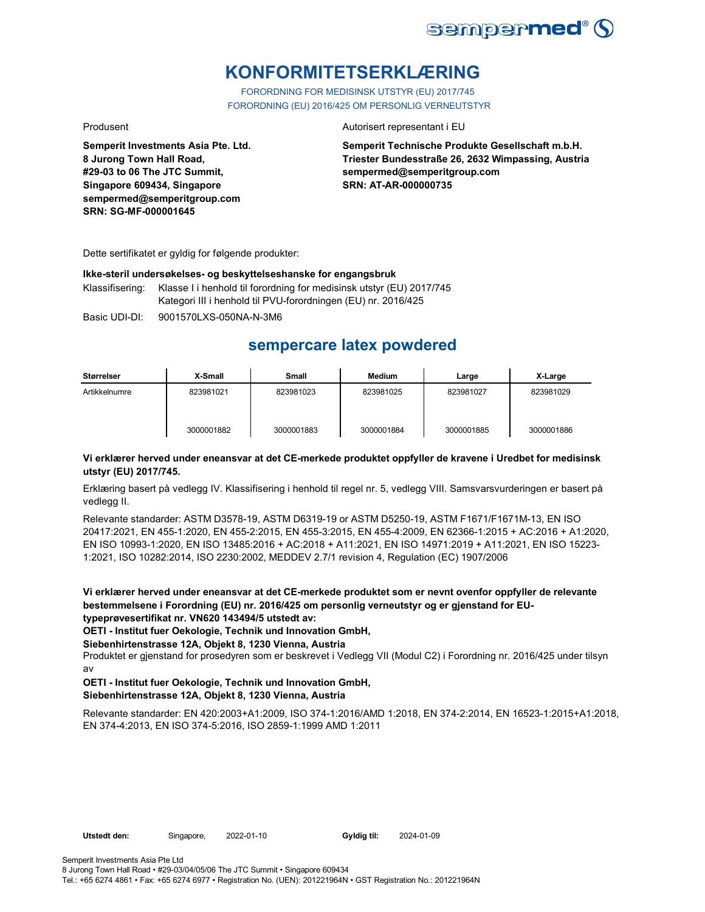# KONFORMITETSERKLÆRING

FORORDNING FOR MEDISINSK UTSTYR (EU) 2017/745
FORORDNING (EU) 2016/425 OM PERSONLIG VERNEUTSTYR

Produsent

**Semperit Investments Asia Pte. Ltd.**
**8 Jurong Town Hall Road,**
**#29-03 to 06 The JTC Summit,**
**Singapore 609434, Singapore**
**sempermed@semperitgroup.com**
**SRN: SG-MF-000001645**

Autorisert representant i EU

**Semperit Technische Produkte Gesellschaft m.b.H.**
**Triester Bundesstraße 26, 2632 Wimpassing, Austria**
**sempermed@semperitgroup.com**
**SRN: AT-AR-000000735**

Dette sertifikatet er gyldig for følgende produkter:

**Ikke-steril undersøkelses- og beskyttelseshanske for engangsbruk**

Klassifisering: Klasse I i henhold til forordning for medisinsk utstyr (EU) 2017/745
Kategori III i henhold til PVU-forordningen (EU) nr. 2016/425

Basic UDI-DI: 9001570LXS-050NA-N-3M6

## sempercare latex powdered

| Størrelser | X-Small | Small | Medium | Large | X-Large |
|---|---|---|---|---|---|
| Artikkelnumre | 823981021 | 823981023 | 823981025 | 823981027 | 823981029 |
| | 3000001882 | 3000001883 | 3000001884 | 3000001885 | 3000001886 |

**Vi erklærer herved under eneansvar at det CE-merkede produktet oppfyller de kravene i Uredbet for medisinsk utstyr (EU) 2017/745.**

Erklæring basert på vedlegg IV. Klassifisering i henhold til regel nr. 5, vedlegg VIII. Samsvarsvurderingen er basert på vedlegg II.

Relevante standarder: ASTM D3578-19, ASTM D6319-19 or ASTM D5250-19, ASTM F1671/F1671M-13, EN ISO 20417:2021, EN 455-1:2020, EN 455-2:2015, EN 455-3:2015, EN 455-4:2009, EN 62366-1:2015 + AC:2016 + A1:2020, EN ISO 10993-1:2020, EN ISO 13485:2016 + AC:2018 + A11:2021, EN ISO 14971:2019 + A11:2021, EN ISO 15223-1:2021, ISO 10282:2014, ISO 2230:2002, MEDDEV 2.7/1 revision 4, Regulation (EC) 1907/2006

**Vi erklærer herved under eneansvar at det CE-merkede produktet som er nevnt ovenfor oppfyller de relevante bestemmelsene i Forordning (EU) nr. 2016/425 om personlig verneutstyr og er gjenstand for EU-typeprøvesertifikat nr. VN620 143494/5 utstedt av:**
**OETI - Institut fuer Oekologie, Technik und Innovation GmbH,**
**Siebenhirtenstrasse 12A, Objekt 8, 1230 Vienna, Austria**
Produktet er gjenstand for prosedyren som er beskrevet i Vedlegg VII (Modul C2) i Forordning nr. 2016/425 under tilsyn av
**OETI - Institut fuer Oekologie, Technik und Innovation GmbH,**
**Siebenhirtenstrasse 12A, Objekt 8, 1230 Vienna, Austria**

Relevante standarder: EN 420:2003+A1:2009, ISO 374-1:2016/AMD 1:2018, EN 374-2:2014, EN 16523-1:2015+A1:2018, EN 374-4:2013, EN ISO 374-5:2016, ISO 2859-1:1999 AMD 1:2011

**Utstedt den:** Singapore, 2022-01-10 **Gyldig til:** 2024-01-09

Semperit Investments Asia Pte Ltd
8 Jurong Town Hall Road • #29-03/04/05/06 The JTC Summit • Singapore 609434
Tel.: +65 6274 4861 • Fax: +65 6274 6977 • Registration No. (UEN): 201221964N • GST Registration No.: 201221964N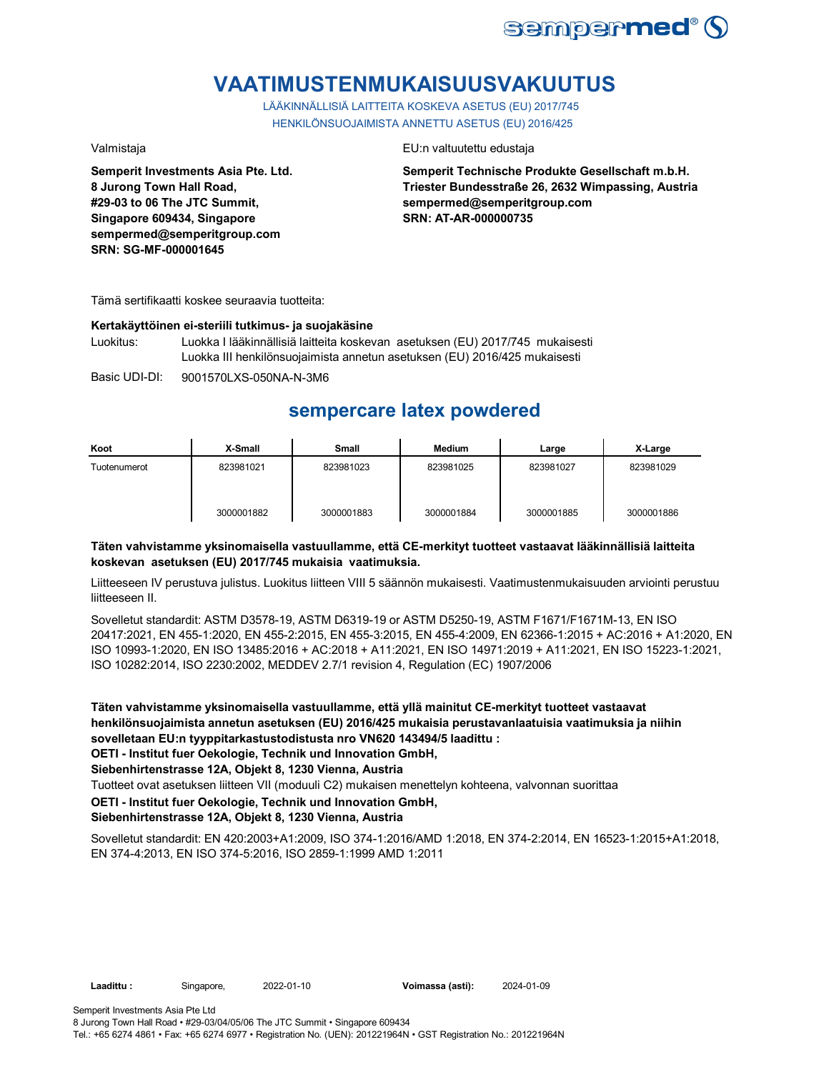# VAATIMUSTENMUKAISUUSVAKUUTUS

LÄÄKINNÄLLISIÄ LAITTEITA KOSKEVA ASETUS (EU) 2017/745
HENKILÖNSUOJAIMISTA ANNETTU ASETUS (EU) 2016/425

Valmistaja

**Semperit Investments Asia Pte. Ltd.**
**8 Jurong Town Hall Road,**
**#29-03 to 06 The JTC Summit,**
**Singapore 609434, Singapore**
**sempermed@semperitgroup.com**
**SRN: SG-MF-000001645**

EU:n valtuutettu edustaja

**Semperit Technische Produkte Gesellschaft m.b.H.**
**Triester Bundesstraße 26, 2632 Wimpassing, Austria**
**sempermed@semperitgroup.com**
**SRN: AT-AR-000000735**

Tämä sertifikaatti koskee seuraavia tuotteita:

**Kertakäyttöinen ei-steriili tutkimus- ja suojakäsine**

Luokitus: Luokka I lääkinnällisiä laitteita koskevan asetuksen (EU) 2017/745 mukaisesti
Luokka III henkilönsuojaimista annetun asetuksen (EU) 2016/425 mukaisesti

Basic UDI-DI: 9001570LXS-050NA-N-3M6

## sempercare latex powdered

| Koot | X-Small | Small | Medium | Large | X-Large |
|---|---|---|---|---|---|
| Tuotenumerot | 823981021 | 823981023 | 823981025 | 823981027 | 823981029 |
| | 3000001882 | 3000001883 | 3000001884 | 3000001885 | 3000001886 |

**Täten vahvistamme yksinomaisella vastuullamme, että CE-merkityt tuotteet vastaavat lääkinnällisiä laitteita koskevan asetuksen (EU) 2017/745 mukaisia vaatimuksia.**

Liitteeseen IV perustuva julistus. Luokitus liitteen VIII 5 säännön mukaisesti. Vaatimustenmukaisuuden arviointi perustuu liitteeseen II.

Sovelletut standardit: ASTM D3578-19, ASTM D6319-19 or ASTM D5250-19, ASTM F1671/F1671M-13, EN ISO 20417:2021, EN 455-1:2020, EN 455-2:2015, EN 455-3:2015, EN 455-4:2009, EN 62366-1:2015 + AC:2016 + A1:2020, EN ISO 10993-1:2020, EN ISO 13485:2016 + AC:2018 + A11:2021, EN ISO 14971:2019 + A11:2021, EN ISO 15223-1:2021, ISO 10282:2014, ISO 2230:2002, MEDDEV 2.7/1 revision 4, Regulation (EC) 1907/2006

**Täten vahvistamme yksinomaisella vastuullamme, että yllä mainitut CE-merkityt tuotteet vastaavat henkilönsuojaimista annetun asetuksen (EU) 2016/425 mukaisia perustavanlaatuisia vaatimuksia ja niihin sovelletaan EU:n tyyppitarkastustodistusta nro VN620 143494/5 laadittu :**
**OETI - Institut fuer Oekologie, Technik und Innovation GmbH,**
**Siebenhirtenstrasse 12A, Objekt 8, 1230 Vienna, Austria**

Tuotteet ovat asetuksen liitteen VII (moduuli C2) mukaisen menettelyn kohteena, valvonnan suorittaa

**OETI - Institut fuer Oekologie, Technik und Innovation GmbH,**
**Siebenhirtenstrasse 12A, Objekt 8, 1230 Vienna, Austria**

Sovelletut standardit: EN 420:2003+A1:2009, ISO 374-1:2016/AMD 1:2018, EN 374-2:2014, EN 16523-1:2015+A1:2018, EN 374-4:2013, EN ISO 374-5:2016, ISO 2859-1:1999 AMD 1:2011

**Laadittu :** Singapore, 2022-01-10 **Voimassa (asti):** 2024-01-09

Semperit Investments Asia Pte Ltd
8 Jurong Town Hall Road • #29-03/04/05/06 The JTC Summit • Singapore 609434
Tel.: +65 6274 4861 • Fax: +65 6274 6977 • Registration No. (UEN): 201221964N • GST Registration No.: 201221964N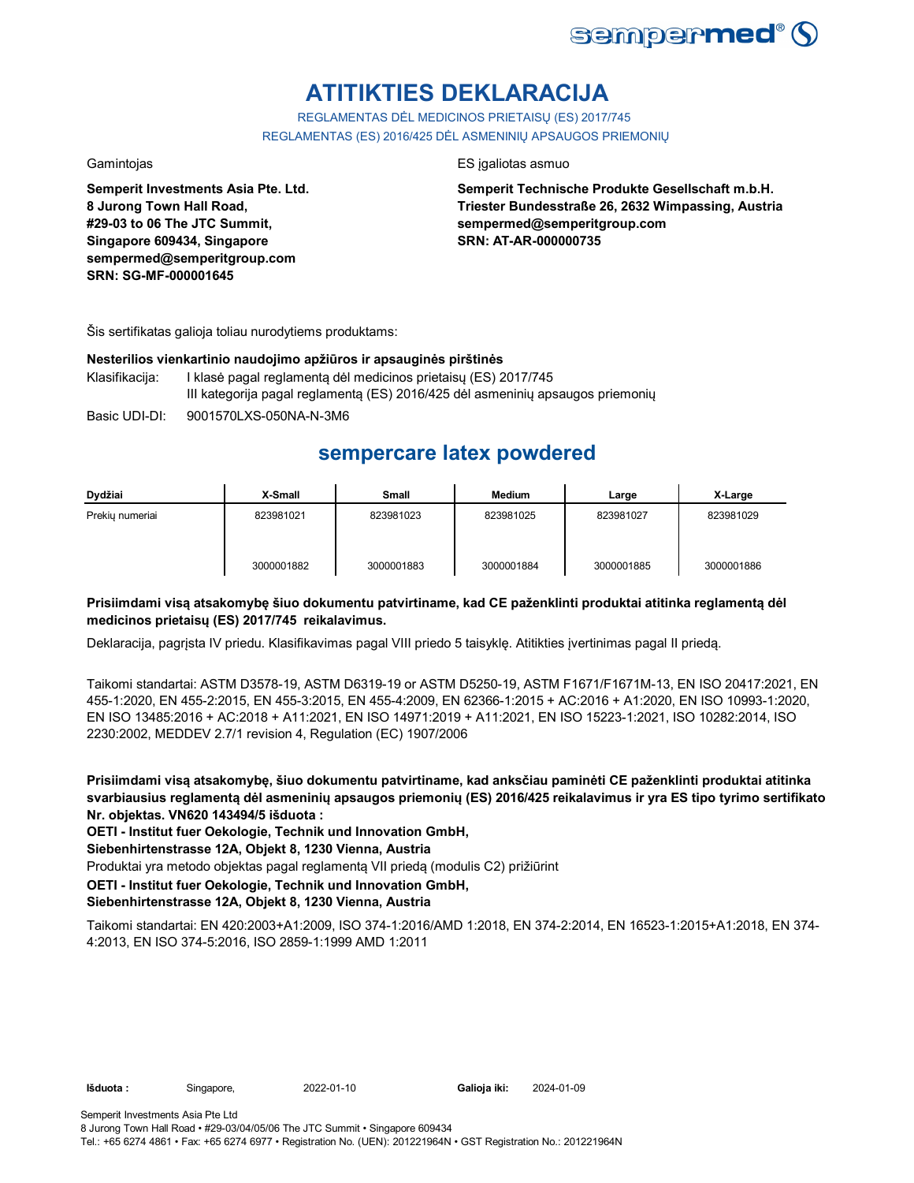# ATITIKTIES DEKLARACIJA

REGLAMENTAS DĖL MEDICINOS PRIETAISŲ (ES) 2017/745

REGLAMENTAS (ES) 2016/425 DĖL ASMENINIŲ APSAUGOS PRIEMONIŲ

Gamintojas

**Semperit Investments Asia Pte. Ltd.**
**8 Jurong Town Hall Road,**
**#29-03 to 06 The JTC Summit,**
**Singapore 609434, Singapore**
**sempermed@semperitgroup.com**
**SRN: SG-MF-000001645**

ES įgaliotas asmuo

**Semperit Technische Produkte Gesellschaft m.b.H.**
**Triester Bundesstraße 26, 2632 Wimpassing, Austria**
**sempermed@semperitgroup.com**
**SRN: AT-AR-000000735**

Šis sertifikatas galioja toliau nurodytiems produktams:

**Nesterilios vienkartinio naudojimo apžiūros ir apsauginės pirštinės**

Klasifikacija: I klasė pagal reglamentą dėl medicinos prietaisų (ES) 2017/745
III kategorija pagal reglamentą (ES) 2016/425 dėl asmeninių apsaugos priemonių

Basic UDI-DI: 9001570LXS-050NA-N-3M6

## sempercare latex powdered

| Dydžiai | X-Small | Small | Medium | Large | X-Large |
|---|---|---|---|---|---|
| Prekių numeriai | 823981021<br>3000001882 | 823981023<br>3000001883 | 823981025<br>3000001884 | 823981027<br>3000001885 | 823981029<br>3000001886 |

**Prisiimdami visą atsakomybę šiuo dokumentu patvirtiname, kad CE paženklinti produktai atitinka reglamentą dėl medicinos prietaisų (ES) 2017/745 reikalavimus.**

Deklaracija, pagrįsta IV priedu. Klasifikavimas pagal VIII priedo 5 taisyklę. Atitikties įvertinimas pagal II priedą.

Taikomi standartai: ASTM D3578-19, ASTM D6319-19 or ASTM D5250-19, ASTM F1671/F1671M-13, EN ISO 20417:2021, EN 455-1:2020, EN 455-2:2015, EN 455-3:2015, EN 455-4:2009, EN 62366-1:2015 + AC:2016 + A1:2020, EN ISO 10993-1:2020, EN ISO 13485:2016 + AC:2018 + A11:2021, EN ISO 14971:2019 + A11:2021, EN ISO 15223-1:2021, ISO 10282:2014, ISO 2230:2002, MEDDEV 2.7/1 revision 4, Regulation (EC) 1907/2006

**Prisiimdami visą atsakomybę, šiuo dokumentu patvirtiname, kad anksčiau paminėti CE paženklinti produktai atitinka svarbiausius reglamentą dėl asmeninių apsaugos priemonių (ES) 2016/425 reikalavimus ir yra ES tipo tyrimo sertifikato Nr. objektas. VN620 143494/5 išduota :**

**OETI - Institut fuer Oekologie, Technik und Innovation GmbH,**
**Siebenhirtenstrasse 12A, Objekt 8, 1230 Vienna, Austria**

Produktai yra metodo objektas pagal reglamentą VII priedą (modulis C2) prižiūrint

**OETI - Institut fuer Oekologie, Technik und Innovation GmbH,**
**Siebenhirtenstrasse 12A, Objekt 8, 1230 Vienna, Austria**

Taikomi standartai: EN 420:2003+A1:2009, ISO 374-1:2016/AMD 1:2018, EN 374-2:2014, EN 16523-1:2015+A1:2018, EN 374-4:2013, EN ISO 374-5:2016, ISO 2859-1:1999 AMD 1:2011

**Išduota :** Singapore, 2022-01-10 **Galioja iki:** 2024-01-09

Semperit Investments Asia Pte Ltd
8 Jurong Town Hall Road • #29-03/04/05/06 The JTC Summit • Singapore 609434
Tel.: +65 6274 4861 • Fax: +65 6274 6977 • Registration No. (UEN): 201221964N • GST Registration No.: 201221964N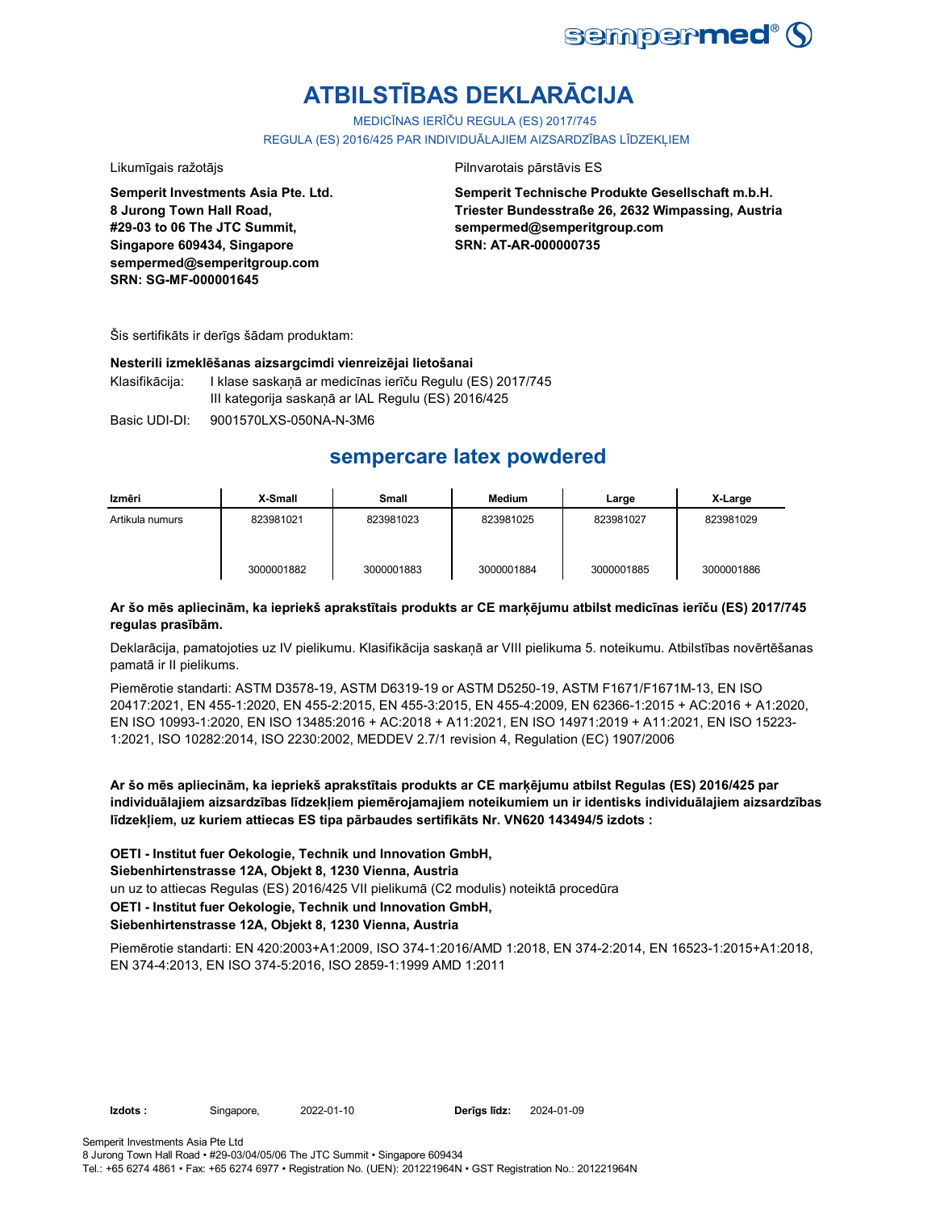# ATBILSTĪBAS DEKLARĀCIJA

MEDICĪNAS IERĪČU REGULA (ES) 2017/745

REGULA (ES) 2016/425 PAR INDIVIDUĀLAJIEM AIZSARDZĪBAS LĪDZEKĻIEM

Likumīgais ražotājs

**Semperit Investments Asia Pte. Ltd.**
**8 Jurong Town Hall Road,**
**#29-03 to 06 The JTC Summit,**
**Singapore 609434, Singapore**
**sempermed@semperitgroup.com**
**SRN: SG-MF-000001645**

Pilnvarotais pārstāvis ES

**Semperit Technische Produkte Gesellschaft m.b.H.**
**Triester Bundesstraße 26, 2632 Wimpassing, Austria**
**sempermed@semperitgroup.com**
**SRN: AT-AR-000000735**

Šis sertifikāts ir derīgs šādam produktam:

**Nesterili izmeklēšanas aizsargcimdi vienreizējai lietošanai**

Klasifikācija: I klase saskaņā ar medicīnas ierīču Regulu (ES) 2017/745
III kategorija saskaņā ar IAL Regulu (ES) 2016/425

Basic UDI-DI: 9001570LXS-050NA-N-3M6

## sempercare latex powdered

| Izmēri | X-Small | Small | Medium | Large | X-Large |
|---|---|---|---|---|---|
| Artikula numurs | 823981021 | 823981023 | 823981025 | 823981027 | 823981029 |
| | 3000001882 | 3000001883 | 3000001884 | 3000001885 | 3000001886 |

**Ar šo mēs apliecinām, ka iepriekš aprakstītais produkts ar CE marķējumu atbilst medicīnas ierīču (ES) 2017/745 regulas prasībām.**

Deklarācija, pamatojoties uz IV pielikumu. Klasifikācija saskaņā ar VIII pielikuma 5. noteikumu. Atbilstības novērtēšanas pamatā ir II pielikums.

Piemērotie standarti: ASTM D3578-19, ASTM D6319-19 or ASTM D5250-19, ASTM F1671/F1671M-13, EN ISO 20417:2021, EN 455-1:2020, EN 455-2:2015, EN 455-3:2015, EN 455-4:2009, EN 62366-1:2015 + AC:2016 + A1:2020, EN ISO 10993-1:2020, EN ISO 13485:2016 + AC:2018 + A11:2021, EN ISO 14971:2019 + A11:2021, EN ISO 15223-1:2021, ISO 10282:2014, ISO 2230:2002, MEDDEV 2.7/1 revision 4, Regulation (EC) 1907/2006

**Ar šo mēs apliecinām, ka iepriekš aprakstītais produkts ar CE marķējumu atbilst Regulas (ES) 2016/425 par individuālajiem aizsardzības līdzekļiem piemērojamajiem noteikumiem un ir identisks individuālajiem aizsardzības līdzekļiem, uz kuriem attiecas ES tipa pārbaudes sertifikāts Nr. VN620 143494/5 izdots :**

**OETI - Institut fuer Oekologie, Technik und Innovation GmbH,**
**Siebenhirtenstrasse 12A, Objekt 8, 1230 Vienna, Austria**
un uz to attiecas Regulas (ES) 2016/425 VII pielikumā (C2 modulis) noteiktā procedūra
**OETI - Institut fuer Oekologie, Technik und Innovation GmbH,**
**Siebenhirtenstrasse 12A, Objekt 8, 1230 Vienna, Austria**

Piemērotie standarti: EN 420:2003+A1:2009, ISO 374-1:2016/AMD 1:2018, EN 374-2:2014, EN 16523-1:2015+A1:2018, EN 374-4:2013, EN ISO 374-5:2016, ISO 2859-1:1999 AMD 1:2011

**Izdots :** Singapore, 2022-01-10 **Derīgs līdz:** 2024-01-09

Semperit Investments Asia Pte Ltd
8 Jurong Town Hall Road • #29-03/04/05/06 The JTC Summit • Singapore 609434
Tel.: +65 6274 4861 • Fax: +65 6274 6977 • Registration No. (UEN): 201221964N • GST Registration No.: 201221964N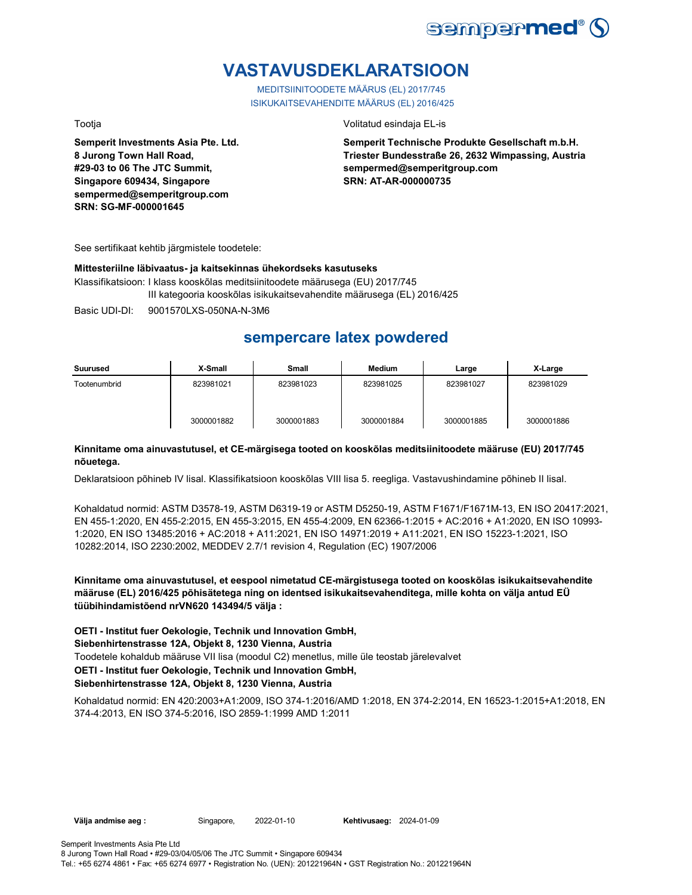# VASTAVUSDEKLARATSIOON

MEDITSIINITOODETE MÄÄRUS (EL) 2017/745
ISIKUKAITSEVAHENDITE MÄÄRUS (EL) 2016/425

Tootja

**Semperit Investments Asia Pte. Ltd.**
**8 Jurong Town Hall Road,**
**#29-03 to 06 The JTC Summit,**
**Singapore 609434, Singapore**
**sempermed@semperitgroup.com**
**SRN: SG-MF-000001645**

Volitatud esindaja EL-is

**Semperit Technische Produkte Gesellschaft m.b.H.**
**Triester Bundesstraße 26, 2632 Wimpassing, Austria**
**sempermed@semperitgroup.com**
**SRN: AT-AR-000000735**

See sertifikaat kehtib järgmistele toodetele:

**Mittesteriilne läbivaatus- ja kaitsekinnas ühekordseks kasutuseks**

Klassifikatsioon: I klass kooskõlas meditsiinitoodete määrusega (EU) 2017/745
III kategooria kooskõlas isikukaitsevahendite määrusega (EL) 2016/425

Basic UDI-DI: 9001570LXS-050NA-N-3M6

## sempercare latex powdered

| Suurused | X-Small | Small | Medium | Large | X-Large |
|---|---|---|---|---|---|
| Tootenumbrid | 823981021<br><br>3000001882 | 823981023<br><br>3000001883 | 823981025<br><br>3000001884 | 823981027<br><br>3000001885 | 823981029<br><br>3000001886 |

**Kinnitame oma ainuvastutusel, et CE-märgisega tooted on kooskõlas meditsiinitoodete määruse (EU) 2017/745 nõuetega.**

Deklaratsioon põhineb IV lisal. Klassifikatsioon kooskõlas VIII lisa 5. reegliga. Vastavushindamine põhineb II lisal.

Kohaldatud normid: ASTM D3578-19, ASTM D6319-19 or ASTM D5250-19, ASTM F1671/F1671M-13, EN ISO 20417:2021, EN 455-1:2020, EN 455-2:2015, EN 455-3:2015, EN 455-4:2009, EN 62366-1:2015 + AC:2016 + A1:2020, EN ISO 10993-1:2020, EN ISO 13485:2016 + AC:2018 + A11:2021, EN ISO 14971:2019 + A11:2021, EN ISO 15223-1:2021, ISO 10282:2014, ISO 2230:2002, MEDDEV 2.7/1 revision 4, Regulation (EC) 1907/2006

**Kinnitame oma ainuvastutusel, et eespool nimetatud CE-märgistusega tooted on kooskõlas isikukaitsevahendite määruse (EL) 2016/425 põhisätetega ning on identsed isikukaitsevahenditega, mille kohta on välja antud EÜ tüübihindamistõend nrVN620 143494/5 välja :**

**OETI - Institut fuer Oekologie, Technik und Innovation GmbH,**
**Siebenhirtenstrasse 12A, Objekt 8, 1230 Vienna, Austria**
Toodetele kohaldub määruse VII lisa (moodul C2) menetlus, mille üle teostab järelevalvet
**OETI - Institut fuer Oekologie, Technik und Innovation GmbH,**
**Siebenhirtenstrasse 12A, Objekt 8, 1230 Vienna, Austria**

Kohaldatud normid: EN 420:2003+A1:2009, ISO 374-1:2016/AMD 1:2018, EN 374-2:2014, EN 16523-1:2015+A1:2018, EN 374-4:2013, EN ISO 374-5:2016, ISO 2859-1:1999 AMD 1:2011

**Välja andmise aeg :** Singapore, 2022-01-10 **Kehtivusaeg:** 2024-01-09

Semperit Investments Asia Pte Ltd
8 Jurong Town Hall Road • #29-03/04/05/06 The JTC Summit • Singapore 609434
Tel.: +65 6274 4861 • Fax: +65 6274 6977 • Registration No. (UEN): 201221964N • GST Registration No.: 201221964N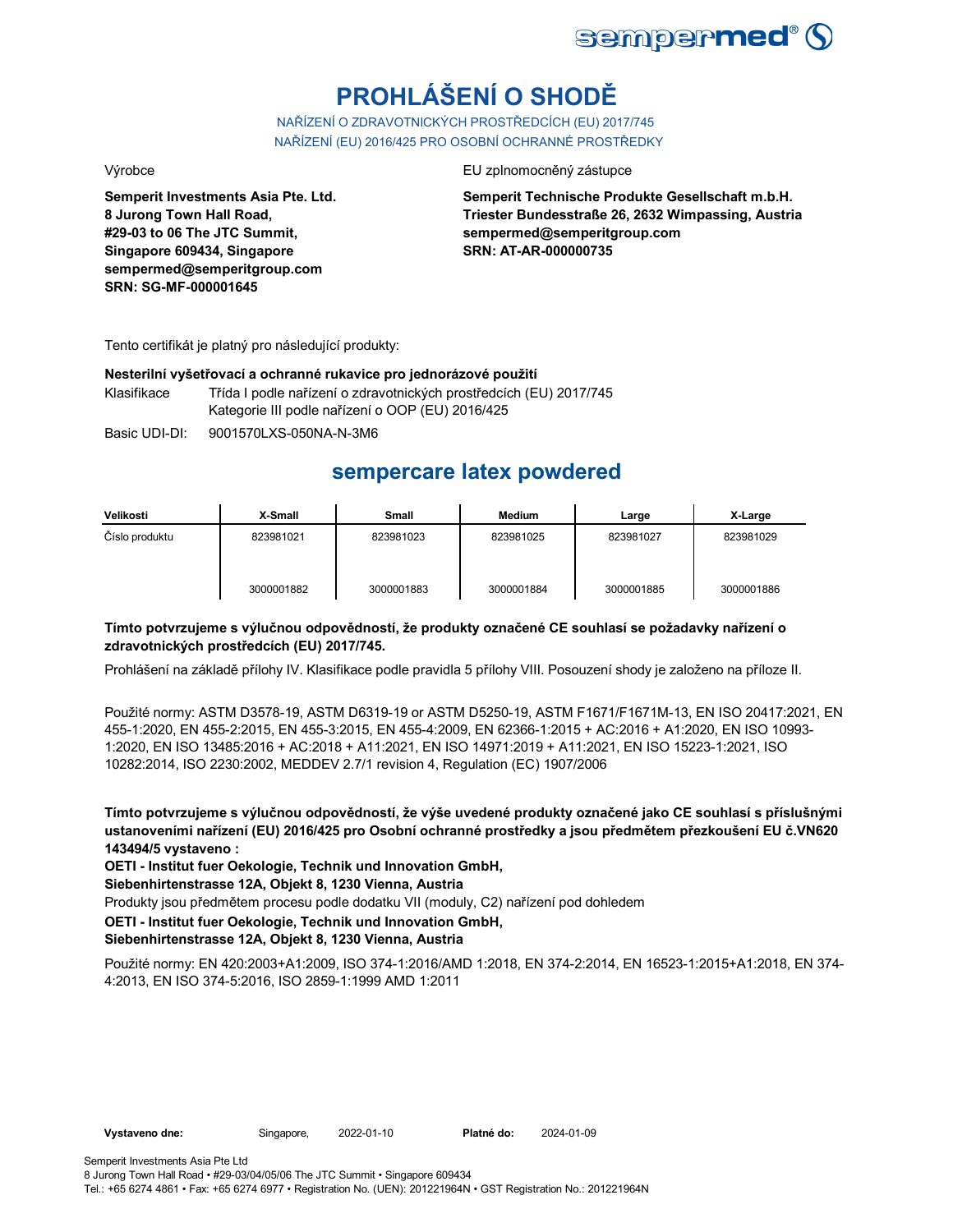# PROHLÁŠENÍ O SHODĚ

NAŘÍZENÍ O ZDRAVOTNICKÝCH PROSTŘEDCÍCH (EU) 2017/745

NAŘÍZENÍ (EU) 2016/425 PRO OSOBNÍ OCHRANNÉ PROSTŘEDKY

Výrobce

**Semperit Investments Asia Pte. Ltd.**
**8 Jurong Town Hall Road,**
**#29-03 to 06 The JTC Summit,**
**Singapore 609434, Singapore**
**sempermed@semperitgroup.com**
**SRN: SG-MF-000001645**

EU zplnomocněný zástupce

**Semperit Technische Produkte Gesellschaft m.b.H.**
**Triester Bundesstraße 26, 2632 Wimpassing, Austria**
**sempermed@semperitgroup.com**
**SRN: AT-AR-000000735**

Tento certifikát je platný pro následující produkty:

**Nesterilní vyšetřovací a ochranné rukavice pro jednorázové použití**

Klasifikace: Třída I podle nařízení o zdravotnických prostředcích (EU) 2017/745
Kategorie III podle nařízení o OOP (EU) 2016/425

Basic UDI-DI: 9001570LXS-050NA-N-3M6

## sempercare latex powdered

| Velikosti | X-Small | Small | Medium | Large | X-Large |
|---|---|---|---|---|---|
| Číslo produktu | 823981021 | 823981023 | 823981025 | 823981027 | 823981029 |
| | 3000001882 | 3000001883 | 3000001884 | 3000001885 | 3000001886 |

**Tímto potvrzujeme s výlučnou odpovědností, že produkty označené CE souhlasí se požadavky nařízení o zdravotnických prostředcích (EU) 2017/745.**

Prohlášení na základě přílohy IV. Klasifikace podle pravidla 5 přílohy VIII. Posouzení shody je založeno na příloze II.

Použité normy: ASTM D3578-19, ASTM D6319-19 or ASTM D5250-19, ASTM F1671/F1671M-13, EN ISO 20417:2021, EN 455-1:2020, EN 455-2:2015, EN 455-3:2015, EN 455-4:2009, EN 62366-1:2015 + AC:2016 + A1:2020, EN ISO 10993-1:2020, EN ISO 13485:2016 + AC:2018 + A11:2021, EN ISO 14971:2019 + A11:2021, EN ISO 15223-1:2021, ISO 10282:2014, ISO 2230:2002, MEDDEV 2.7/1 revision 4, Regulation (EC) 1907/2006

**Tímto potvrzujeme s výlučnou odpovědností, že výše uvedené produkty označené jako CE souhlasí s příslušnými ustanoveními nařízení (EU) 2016/425 pro Osobní ochranné prostředky a jsou předmětem přezkoušení EU č.VN620 143494/5 vystaveno :**

**OETI - Institut fuer Oekologie, Technik und Innovation GmbH,**
**Siebenhirtenstrasse 12A, Objekt 8, 1230 Vienna, Austria**

Produkty jsou předmětem procesu podle dodatku VII (moduly, C2) nařízení pod dohledem

**OETI - Institut fuer Oekologie, Technik und Innovation GmbH,**
**Siebenhirtenstrasse 12A, Objekt 8, 1230 Vienna, Austria**

Použité normy: EN 420:2003+A1:2009, ISO 374-1:2016/AMD 1:2018, EN 374-2:2014, EN 16523-1:2015+A1:2018, EN 374-4:2013, EN ISO 374-5:2016, ISO 2859-1:1999 AMD 1:2011

**Vystaveno dne:** Singapore, 2022-01-10 **Platné do:** 2024-01-09

Semperit Investments Asia Pte Ltd
8 Jurong Town Hall Road • #29-03/04/05/06 The JTC Summit • Singapore 609434
Tel.: +65 6274 4861 • Fax: +65 6274 6977 • Registration No. (UEN): 201221964N • GST Registration No.: 201221964N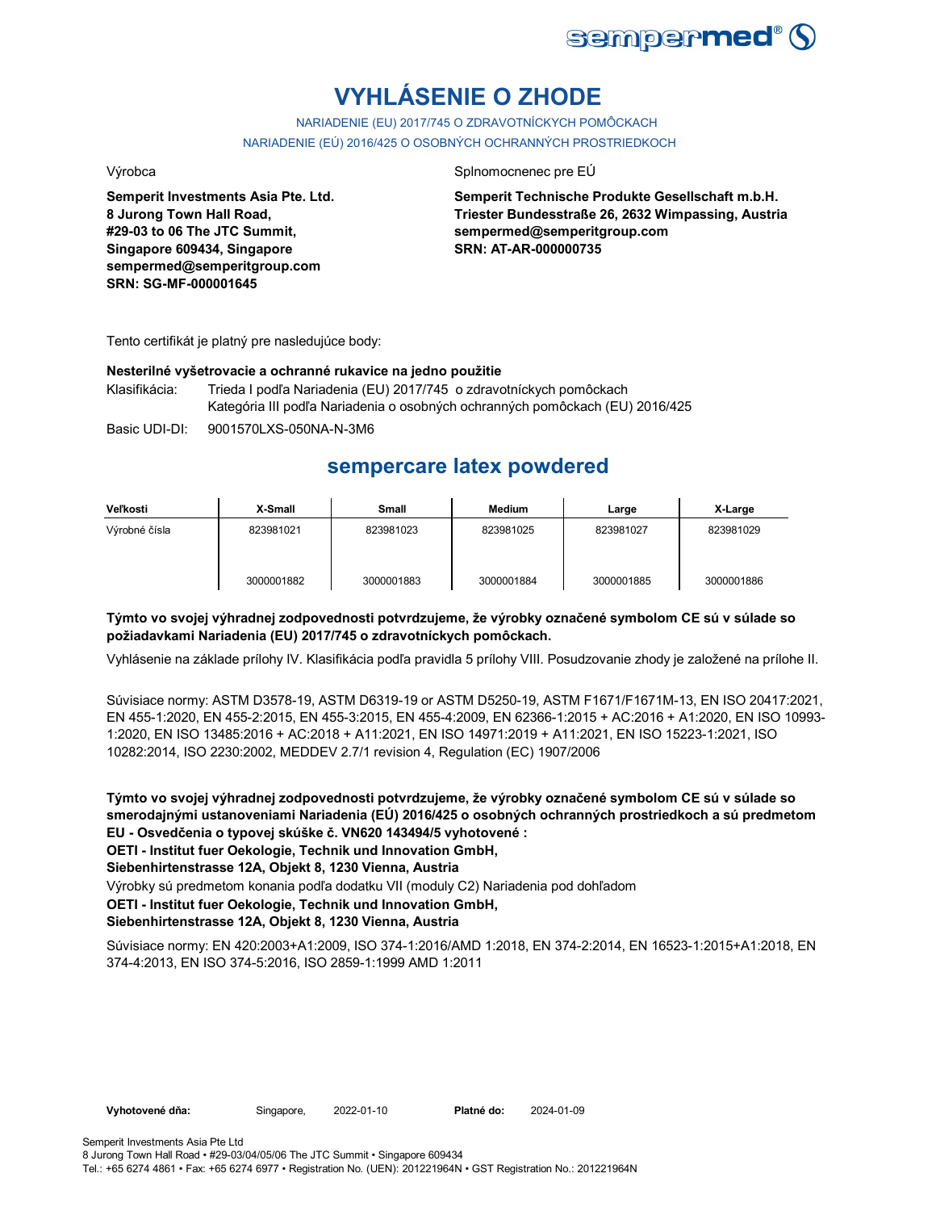# VYHLÁSENIE O ZHODE

NARIADENIE (EU) 2017/745 O ZDRAVOTNÍCKYCH POMÔCKACH

NARIADENIE (EÚ) 2016/425 O OSOBNÝCH OCHRANNÝCH PROSTRIEDKOCH

Výrobca

**Semperit Investments Asia Pte. Ltd.**
**8 Jurong Town Hall Road,**
**#29-03 to 06 The JTC Summit,**
**Singapore 609434, Singapore**
**sempermed@semperitgroup.com**
**SRN: SG-MF-000001645**

Splnomocnenec pre EÚ

**Semperit Technische Produkte Gesellschaft m.b.H.**
**Triester Bundesstraße 26, 2632 Wimpassing, Austria**
**sempermed@semperitgroup.com**
**SRN: AT-AR-000000735**

Tento certifikát je platný pre nasledujúce body:

**Nesterilné vyšetrovacie a ochranné rukavice na jedno použitie**

Klasifikácia: Trieda I podľa Nariadenia (EU) 2017/745 o zdravotníckych pomôckach
Kategória III podľa Nariadenia o osobných ochranných pomôckach (EU) 2016/425

Basic UDI-DI: 9001570LXS-050NA-N-3M6

## sempercare latex powdered

| Veľkosti | X-Small | Small | Medium | Large | X-Large |
|---|---|---|---|---|---|
| Výrobné čísla | 823981021<br>3000001882 | 823981023<br>3000001883 | 823981025<br>3000001884 | 823981027<br>3000001885 | 823981029<br>3000001886 |

**Týmto vo svojej výhradnej zodpovednosti potvrdzujeme, že výrobky označené symbolom CE sú v súlade so požiadavkami Nariadenia (EU) 2017/745 o zdravotníckych pomôckach.**

Vyhlásenie na základe prílohy IV. Klasifikácia podľa pravidla 5 prílohy VIII. Posudzovanie zhody je založené na prílohe II.

Súvisiace normy: ASTM D3578-19, ASTM D6319-19 or ASTM D5250-19, ASTM F1671/F1671M-13, EN ISO 20417:2021, EN 455-1:2020, EN 455-2:2015, EN 455-3:2015, EN 455-4:2009, EN 62366-1:2015 + AC:2016 + A1:2020, EN ISO 10993-1:2020, EN ISO 13485:2016 + AC:2018 + A11:2021, EN ISO 14971:2019 + A11:2021, EN ISO 15223-1:2021, ISO 10282:2014, ISO 2230:2002, MEDDEV 2.7/1 revision 4, Regulation (EC) 1907/2006

**Týmto vo svojej výhradnej zodpovednosti potvrdzujeme, že výrobky označené symbolom CE sú v súlade so smerodajnými ustanoveniami Nariadenia (EÚ) 2016/425 o osobných ochranných prostriedkoch a sú predmetom EU - Osvedčenia o typovej skúške č. VN620 143494/5 vyhotovené :**

**OETI - Institut fuer Oekologie, Technik und Innovation GmbH,**
**Siebenhirtenstrasse 12A, Objekt 8, 1230 Vienna, Austria**

Výrobky sú predmetom konania podľa dodatku VII (moduly C2) Nariadenia pod dohľadom

**OETI - Institut fuer Oekologie, Technik und Innovation GmbH,**
**Siebenhirtenstrasse 12A, Objekt 8, 1230 Vienna, Austria**

Súvisiace normy: EN 420:2003+A1:2009, ISO 374-1:2016/AMD 1:2018, EN 374-2:2014, EN 16523-1:2015+A1:2018, EN 374-4:2013, EN ISO 374-5:2016, ISO 2859-1:1999 AMD 1:2011

**Vyhotovené dňa:** Singapore, 2022-01-10 **Platné do:** 2024-01-09

Semperit Investments Asia Pte Ltd
8 Jurong Town Hall Road • #29-03/04/05/06 The JTC Summit • Singapore 609434
Tel.: +65 6274 4861 • Fax: +65 6274 6977 • Registration No. (UEN): 201221964N • GST Registration No.: 201221964N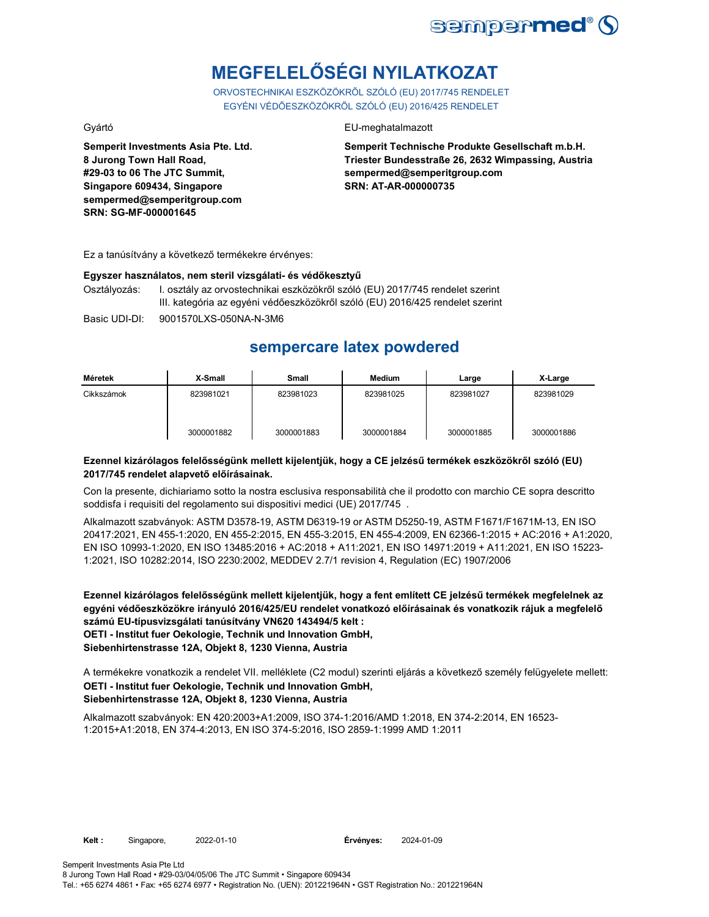# MEGFELELŐSÉGI NYILATKOZAT

ORVOSTECHNIKAI ESZKÖZÖKRŐL SZÓLÓ (EU) 2017/745 RENDELET
EGYÉNI VÉDŐESZKÖZÖKRŐL SZÓLÓ (EU) 2016/425 RENDELET

Gyártó

**Semperit Investments Asia Pte. Ltd.**
**8 Jurong Town Hall Road,**
**#29-03 to 06 The JTC Summit,**
**Singapore 609434, Singapore**
**sempermed@semperitgroup.com**
**SRN: SG-MF-000001645**

EU-meghatalmazott

**Semperit Technische Produkte Gesellschaft m.b.H.**
**Triester Bundesstraße 26, 2632 Wimpassing, Austria**
**sempermed@semperitgroup.com**
**SRN: AT-AR-000000735**

Ez a tanúsítvány a következő termékekre érvényes:

**Egyszer használatos, nem steril vizsgálati- és védőkesztyű**

Osztályozás: I. osztály az orvostechnikai eszközökről szóló (EU) 2017/745 rendelet szerint
III. kategória az egyéni védőeszközökről szóló (EU) 2016/425 rendelet szerint

Basic UDI-DI: 9001570LXS-050NA-N-3M6

## sempercare latex powdered

| Méretek | X-Small | Small | Medium | Large | X-Large |
|---|---|---|---|---|---|
| Cikkszámok | 823981021 | 823981023 | 823981025 | 823981027 | 823981029 |
| | 3000001882 | 3000001883 | 3000001884 | 3000001885 | 3000001886 |

**Ezennel kizárólagos felelősségünk mellett kijelentjük, hogy a CE jelzésű termékek eszközökről szóló (EU) 2017/745 rendelet alapvető előírásainak.**

Con la presente, dichiariamo sotto la nostra esclusiva responsabilità che il prodotto con marchio CE sopra descritto soddisfa i requisiti del regolamento sui dispositivi medici (UE) 2017/745 .

Alkalmazott szabványok: ASTM D3578-19, ASTM D6319-19 or ASTM D5250-19, ASTM F1671/F1671M-13, EN ISO 20417:2021, EN 455-1:2020, EN 455-2:2015, EN 455-3:2015, EN 455-4:2009, EN 62366-1:2015 + AC:2016 + A1:2020, EN ISO 10993-1:2020, EN ISO 13485:2016 + AC:2018 + A11:2021, EN ISO 14971:2019 + A11:2021, EN ISO 15223-1:2021, ISO 10282:2014, ISO 2230:2002, MEDDEV 2.7/1 revision 4, Regulation (EC) 1907/2006

**Ezennel kizárólagos felelősségünk mellett kijelentjük, hogy a fent említett CE jelzésű termékek megfelelnek az egyéni védőeszközökre irányuló 2016/425/EU rendelet vonatkozó előírásainak és vonatkozik rájuk a megfelelő számú EU-típusvizsgálati tanúsítvány VN620 143494/5 kelt :**
**OETI - Institut fuer Oekologie, Technik und Innovation GmbH,**
**Siebenhirtenstrasse 12A, Objekt 8, 1230 Vienna, Austria**

A termékekre vonatkozik a rendelet VII. melléklete (C2 modul) szerinti eljárás a következő személy felügyelete mellett:
**OETI - Institut fuer Oekologie, Technik und Innovation GmbH,**
**Siebenhirtenstrasse 12A, Objekt 8, 1230 Vienna, Austria**

Alkalmazott szabványok: EN 420:2003+A1:2009, ISO 374-1:2016/AMD 1:2018, EN 374-2:2014, EN 16523-1:2015+A1:2018, EN 374-4:2013, EN ISO 374-5:2016, ISO 2859-1:1999 AMD 1:2011

**Kelt :** Singapore, 2022-01-10 **Érvényes:** 2024-01-09

Semperit Investments Asia Pte Ltd
8 Jurong Town Hall Road • #29-03/04/05/06 The JTC Summit • Singapore 609434
Tel.: +65 6274 4861 • Fax: +65 6274 6977 • Registration No. (UEN): 201221964N • GST Registration No.: 201221964N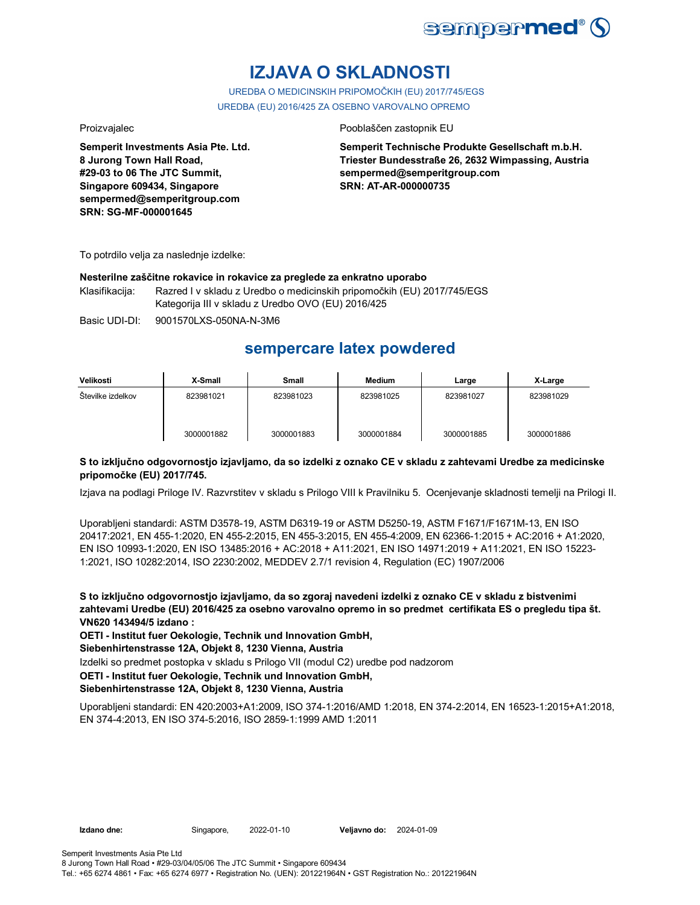# IZJAVA O SKLADNOSTI

UREDBA O MEDICINSKIH PRIPOMOČKIH (EU) 2017/745/EGS

UREDBA (EU) 2016/425 ZA OSEBNO VAROVALNO OPREMO

Proizvajalec

**Semperit Investments Asia Pte. Ltd.**
**8 Jurong Town Hall Road,**
**#29-03 to 06 The JTC Summit,**
**Singapore 609434, Singapore**
**sempermed@semperitgroup.com**
**SRN: SG-MF-000001645**

Pooblaščen zastopnik EU

**Semperit Technische Produkte Gesellschaft m.b.H.**
**Triester Bundesstraße 26, 2632 Wimpassing, Austria**
**sempermed@semperitgroup.com**
**SRN: AT-AR-000000735**

To potrdilo velja za naslednje izdelke:

**Nesterilne zaščitne rokavice in rokavice za preglede za enkratno uporabo**

Klasifikacija: Razred I v skladu z Uredbo o medicinskih pripomočkih (EU) 2017/745/EGS
Kategorija III v skladu z Uredbo OVO (EU) 2016/425

Basic UDI-DI: 9001570LXS-050NA-N-3M6

## sempercare latex powdered

| Velikosti | X-Small | Small | Medium | Large | X-Large |
|---|---|---|---|---|---|
| Številke izdelkov | 823981021<br>3000001882 | 823981023<br>3000001883 | 823981025<br>3000001884 | 823981027<br>3000001885 | 823981029<br>3000001886 |

**S to izključno odgovornostjo izjavljamo, da so izdelki z oznako CE v skladu z zahtevami Uredbe za medicinske pripomočke (EU) 2017/745.**

Izjava na podlagi Priloge IV. Razvrstitev v skladu s Prilogo VIII k Pravilniku 5. Ocenjevanje skladnosti temelji na Prilogi II.

Uporabljeni standardi: ASTM D3578-19, ASTM D6319-19 or ASTM D5250-19, ASTM F1671/F1671M-13, EN ISO 20417:2021, EN 455-1:2020, EN 455-2:2015, EN 455-3:2015, EN 455-4:2009, EN 62366-1:2015 + AC:2016 + A1:2020, EN ISO 10993-1:2020, EN ISO 13485:2016 + AC:2018 + A11:2021, EN ISO 14971:2019 + A11:2021, EN ISO 15223-1:2021, ISO 10282:2014, ISO 2230:2002, MEDDEV 2.7/1 revision 4, Regulation (EC) 1907/2006

**S to izključno odgovornostjo izjavljamo, da so zgoraj navedeni izdelki z oznako CE v skladu z bistvenimi zahtevami Uredbe (EU) 2016/425 za osebno varovalno opremo in so predmet certifikata ES o pregledu tipa št. VN620 143494/5 izdano :**

**OETI - Institut fuer Oekologie, Technik und Innovation GmbH,**
**Siebenhirtenstrasse 12A, Objekt 8, 1230 Vienna, Austria**

Izdelki so predmet postopka v skladu s Prilogo VII (modul C2) uredbe pod nadzorom

**OETI - Institut fuer Oekologie, Technik und Innovation GmbH,**
**Siebenhirtenstrasse 12A, Objekt 8, 1230 Vienna, Austria**

Uporabljeni standardi: EN 420:2003+A1:2009, ISO 374-1:2016/AMD 1:2018, EN 374-2:2014, EN 16523-1:2015+A1:2018, EN 374-4:2013, EN ISO 374-5:2016, ISO 2859-1:1999 AMD 1:2011

**Izdano dne:** Singapore, 2022-01-10 **Veljavno do:** 2024-01-09

Semperit Investments Asia Pte Ltd
8 Jurong Town Hall Road • #29-03/04/05/06 The JTC Summit • Singapore 609434
Tel.: +65 6274 4861 • Fax: +65 6274 6977 • Registration No. (UEN): 201221964N • GST Registration No.: 201221964N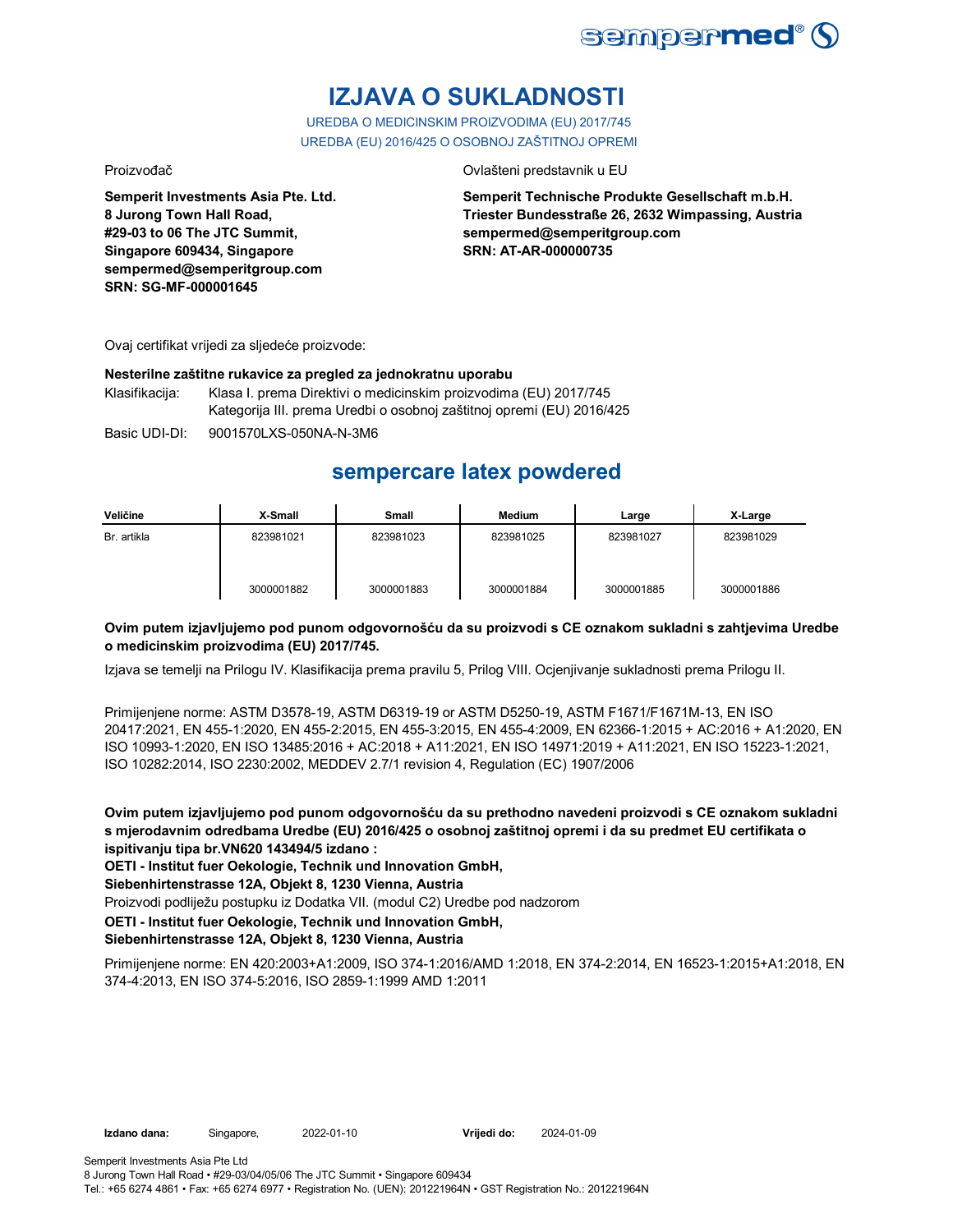# IZJAVA O SUKLADNOSTI

UREDBA O MEDICINSKIM PROIZVODIMA (EU) 2017/745

UREDBA (EU) 2016/425 O OSOBNOJ ZAŠTITNOJ OPREMI

Proizvođač

**Semperit Investments Asia Pte. Ltd.**
**8 Jurong Town Hall Road,**
**#29-03 to 06 The JTC Summit,**
**Singapore 609434, Singapore**
**sempermed@semperitgroup.com**
**SRN: SG-MF-000001645**

Ovlašteni predstavnik u EU

**Semperit Technische Produkte Gesellschaft m.b.H.**
**Triester Bundesstraße 26, 2632 Wimpassing, Austria**
**sempermed@semperitgroup.com**
**SRN: AT-AR-000000735**

Ovaj certifikat vrijedi za sljedeće proizvode:

**Nesterilne zaštitne rukavice za pregled za jednokratnu uporabu**

Klasifikacija: Klasa I. prema Direktivi o medicinskim proizvodima (EU) 2017/745
Kategorija III. prema Uredbi o osobnoj zaštitnoj opremi (EU) 2016/425

Basic UDI-DI: 9001570LXS-050NA-N-3M6

## sempercare latex powdered

| Veličine | X-Small | Small | Medium | Large | X-Large |
|---|---|---|---|---|---|
| Br. artikla | 823981021<br><br>3000001882 | 823981023<br><br>3000001883 | 823981025<br><br>3000001884 | 823981027<br><br>3000001885 | 823981029<br><br>3000001886 |

**Ovim putem izjavljujemo pod punom odgovornošću da su proizvodi s CE oznakom sukladni s zahtjevima Uredbe o medicinskim proizvodima (EU) 2017/745.**

Izjava se temelji na Prilogu IV. Klasifikacija prema pravilu 5, Prilog VIII. Ocjenjivanje sukladnosti prema Prilogu II.

Primijenjene norme: ASTM D3578-19, ASTM D6319-19 or ASTM D5250-19, ASTM F1671/F1671M-13, EN ISO 20417:2021, EN 455-1:2020, EN 455-2:2015, EN 455-3:2015, EN 455-4:2009, EN 62366-1:2015 + AC:2016 + A1:2020, EN ISO 10993-1:2020, EN ISO 13485:2016 + AC:2018 + A11:2021, EN ISO 14971:2019 + A11:2021, EN ISO 15223-1:2021, ISO 10282:2014, ISO 2230:2002, MEDDEV 2.7/1 revision 4, Regulation (EC) 1907/2006

**Ovim putem izjavljujemo pod punom odgovornošću da su prethodno navedeni proizvodi s CE oznakom sukladni s mjerodavnim odredbama Uredbe (EU) 2016/425 o osobnoj zaštitnoj opremi i da su predmet EU certifikata o ispitivanju tipa br.VN620 143494/5 izdano :**

**OETI - Institut fuer Oekologie, Technik und Innovation GmbH,**
**Siebenhirtenstrasse 12A, Objekt 8, 1230 Vienna, Austria**

Proizvodi podliježu postupku iz Dodatka VII. (modul C2) Uredbe pod nadzorom

**OETI - Institut fuer Oekologie, Technik und Innovation GmbH,**
**Siebenhirtenstrasse 12A, Objekt 8, 1230 Vienna, Austria**

Primijenjene norme: EN 420:2003+A1:2009, ISO 374-1:2016/AMD 1:2018, EN 374-2:2014, EN 16523-1:2015+A1:2018, EN 374-4:2013, EN ISO 374-5:2016, ISO 2859-1:1999 AMD 1:2011

**Izdano dana:** Singapore, 2022-01-10 **Vrijedi do:** 2024-01-09

Semperit Investments Asia Pte Ltd
8 Jurong Town Hall Road • #29-03/04/05/06 The JTC Summit • Singapore 609434
Tel.: +65 6274 4861 • Fax: +65 6274 6977 • Registration No. (UEN): 201221964N • GST Registration No.: 201221964N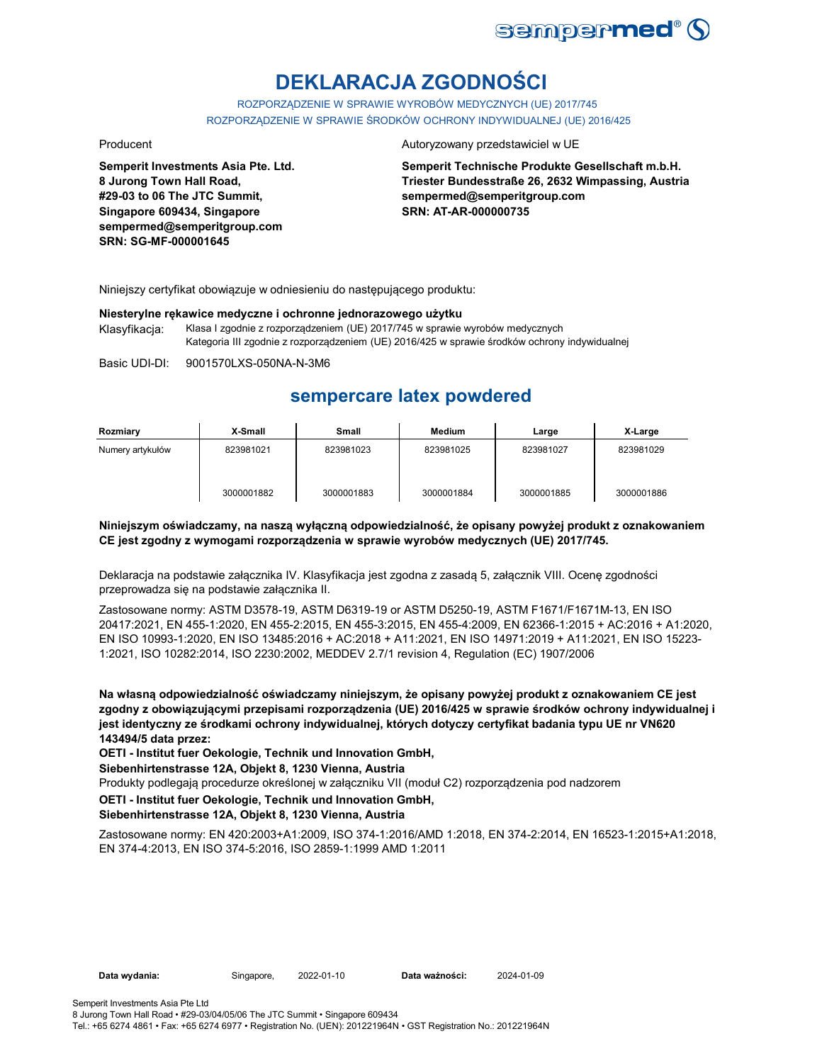# DEKLARACJA ZGODNOŚCI

ROZPORZĄDZENIE W SPRAWIE WYROBÓW MEDYCZNYCH (UE) 2017/745
ROZPORZĄDZENIE W SPRAWIE ŚRODKÓW OCHRONY INDYWIDUALNEJ (UE) 2016/425

Producent

**Semperit Investments Asia Pte. Ltd.**
**8 Jurong Town Hall Road,**
**#29-03 to 06 The JTC Summit,**
**Singapore 609434, Singapore**
**sempermed@semperitgroup.com**
**SRN: SG-MF-000001645**

Autoryzowany przedstawiciel w UE

**Semperit Technische Produkte Gesellschaft m.b.H.**
**Triester Bundesstraße 26, 2632 Wimpassing, Austria**
**sempermed@semperitgroup.com**
**SRN: AT-AR-000000735**

Niniejszy certyfikat obowiązuje w odniesieniu do następującego produktu:

**Niesterylne rękawice medyczne i ochronne jednorazowego użytku**

Klasyfikacja: Klasa I zgodnie z rozporządzeniem (UE) 2017/745 w sprawie wyrobów medycznych
Kategoria III zgodnie z rozporządzeniem (UE) 2016/425 w sprawie środków ochrony indywidualnej

Basic UDI-DI: 9001570LXS-050NA-N-3M6

## sempercare latex powdered

| Rozmiary | X-Small | Small | Medium | Large | X-Large |
|---|---|---|---|---|---|
| Numery artykułów | 823981021 | 823981023 | 823981025 | 823981027 | 823981029 |
| | 3000001882 | 3000001883 | 3000001884 | 3000001885 | 3000001886 |

**Niniejszym oświadczamy, na naszą wyłączną odpowiedzialność, że opisany powyżej produkt z oznakowaniem CE jest zgodny z wymogami rozporządzenia w sprawie wyrobów medycznych (UE) 2017/745.**

Deklaracja na podstawie załącznika IV. Klasyfikacja jest zgodna z zasadą 5, załącznik VIII. Ocenę zgodności przeprowadza się na podstawie załącznika II.

Zastosowane normy: ASTM D3578-19, ASTM D6319-19 or ASTM D5250-19, ASTM F1671/F1671M-13, EN ISO 20417:2021, EN 455-1:2020, EN 455-2:2015, EN 455-3:2015, EN 455-4:2009, EN 62366-1:2015 + AC:2016 + A1:2020, EN ISO 10993-1:2020, EN ISO 13485:2016 + AC:2018 + A11:2021, EN ISO 14971:2019 + A11:2021, EN ISO 15223-1:2021, ISO 10282:2014, ISO 2230:2002, MEDDEV 2.7/1 revision 4, Regulation (EC) 1907/2006

**Na własną odpowiedzialność oświadczamy niniejszym, że opisany powyżej produkt z oznakowaniem CE jest zgodny z obowiązującymi przepisami rozporządzenia (UE) 2016/425 w sprawie środków ochrony indywidualnej i jest identyczny ze środkami ochrony indywidualnej, których dotyczy certyfikat badania typu UE nr VN620 143494/5 data przez:**
**OETI - Institut fuer Oekologie, Technik und Innovation GmbH,**
**Siebenhirtenstrasse 12A, Objekt 8, 1230 Vienna, Austria**
Produkty podlegają procedurze określonej w załączniku VII (moduł C2) rozporządzenia pod nadzorem
**OETI - Institut fuer Oekologie, Technik und Innovation GmbH,**
**Siebenhirtenstrasse 12A, Objekt 8, 1230 Vienna, Austria**

Zastosowane normy: EN 420:2003+A1:2009, ISO 374-1:2016/AMD 1:2018, EN 374-2:2014, EN 16523-1:2015+A1:2018, EN 374-4:2013, EN ISO 374-5:2016, ISO 2859-1:1999 AMD 1:2011

**Data wydania:** Singapore, 2022-01-10 **Data ważności:** 2024-01-09

Semperit Investments Asia Pte Ltd
8 Jurong Town Hall Road • #29-03/04/05/06 The JTC Summit • Singapore 609434
Tel.: +65 6274 4861 • Fax: +65 6274 6977 • Registration No. (UEN): 201221964N • GST Registration No.: 201221964N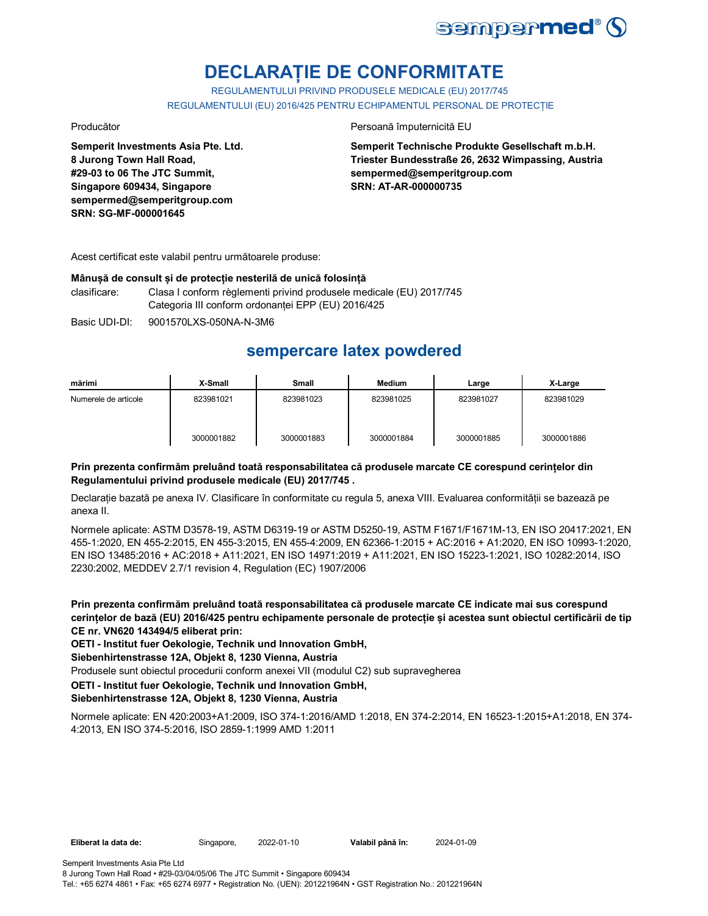sempermed®

# DECLARAȚIE DE CONFORMITATE

REGULAMENTULUI PRIVIND PRODUSELE MEDICALE (EU) 2017/745

REGULAMENTULUI (EU) 2016/425 PENTRU ECHIPAMENTUL PERSONAL DE PROTECȚIE

Producător

**Semperit Investments Asia Pte. Ltd.**
**8 Jurong Town Hall Road,**
**#29-03 to 06 The JTC Summit,**
**Singapore 609434, Singapore**
**sempermed@semperitgroup.com**
**SRN: SG-MF-000001645**

Persoană împuternicită EU

**Semperit Technische Produkte Gesellschaft m.b.H.**
**Triester Bundesstraße 26, 2632 Wimpassing, Austria**
**sempermed@semperitgroup.com**
**SRN: AT-AR-000000735**

Acest certificat este valabil pentru următoarele produse:

**Mânușă de consult și de protecție nesterilă de unică folosință**

clasificare: Clasa I conform règlementi privind produsele medicale (EU) 2017/745
Categoria III conform ordonanței EPP (EU) 2016/425

Basic UDI-DI: 9001570LXS-050NA-N-3M6

## sempercare latex powdered

| mărimi | X-Small | Small | Medium | Large | X-Large |
|---|---|---|---|---|---|
| Numerele de articole | 823981021<br>3000001882 | 823981023<br>3000001883 | 823981025<br>3000001884 | 823981027<br>3000001885 | 823981029<br>3000001886 |

**Prin prezenta confirmăm preluând toată responsabilitatea că produsele marcate CE corespund cerințelor din Regulamentului privind produsele medicale (EU) 2017/745 .**

Declarație bazată pe anexa IV. Clasificare în conformitate cu regula 5, anexa VIII. Evaluarea conformității se bazează pe anexa II.

Normele aplicate: ASTM D3578-19, ASTM D6319-19 or ASTM D5250-19, ASTM F1671/F1671M-13, EN ISO 20417:2021, EN 455-1:2020, EN 455-2:2015, EN 455-3:2015, EN 455-4:2009, EN 62366-1:2015 + AC:2016 + A1:2020, EN ISO 10993-1:2020, EN ISO 13485:2016 + AC:2018 + A11:2021, EN ISO 14971:2019 + A11:2021, EN ISO 15223-1:2021, ISO 10282:2014, ISO 2230:2002, MEDDEV 2.7/1 revision 4, Regulation (EC) 1907/2006

**Prin prezenta confirmăm preluând toată responsabilitatea că produsele marcate CE indicate mai sus corespund cerințelor de bază (EU) 2016/425 pentru echipamente personale de protecție și acestea sunt obiectul certificării de tip CE nr. VN620 143494/5 eliberat prin:**

**OETI - Institut fuer Oekologie, Technik und Innovation GmbH,**
**Siebenhirtenstrasse 12A, Objekt 8, 1230 Vienna, Austria**

Produsele sunt obiectul procedurii conform anexei VII (modulul C2) sub supravegherea

**OETI - Institut fuer Oekologie, Technik und Innovation GmbH,**
**Siebenhirtenstrasse 12A, Objekt 8, 1230 Vienna, Austria**

Normele aplicate: EN 420:2003+A1:2009, ISO 374-1:2016/AMD 1:2018, EN 374-2:2014, EN 16523-1:2015+A1:2018, EN 374-4:2013, EN ISO 374-5:2016, ISO 2859-1:1999 AMD 1:2011

**Eliberat la data de:** Singapore, 2022-01-10 **Valabil până în:** 2024-01-09

Semperit Investments Asia Pte Ltd
8 Jurong Town Hall Road • #29-03/04/05/06 The JTC Summit • Singapore 609434
Tel.: +65 6274 4861 • Fax: +65 6274 6977 • Registration No. (UEN): 201221964N • GST Registration No.: 201221964N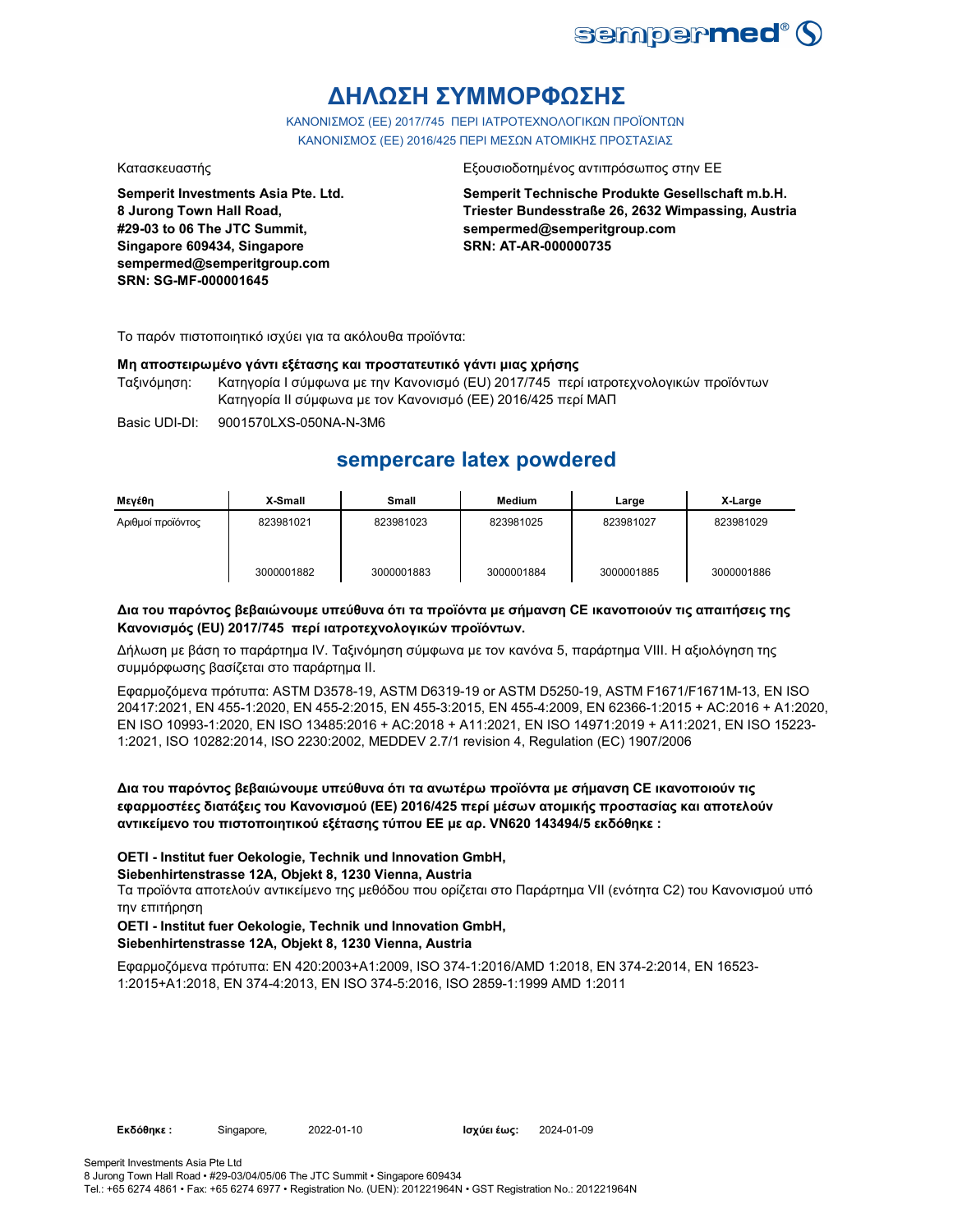# ΔΗΛΩΣΗ ΣΥΜΜΟΡΦΩΣΗΣ

ΚΑΝΟΝΙΣΜΟΣ (ΕΕ) 2017/745 ΠΕΡΙ ΙΑΤΡΟΤΕΧΝΟΛΟΓΙΚΩΝ ΠΡΟΪΟΝΤΩΝ
ΚΑΝΟΝΙΣΜΟΣ (ΕΕ) 2016/425 ΠΕΡΙ ΜΕΣΩΝ ΑΤΟΜΙΚΗΣ ΠΡΟΣΤΑΣΙΑΣ

Κατασκευαστής

**Semperit Investments Asia Pte. Ltd.**
**8 Jurong Town Hall Road,**
**#29-03 to 06 The JTC Summit,**
**Singapore 609434, Singapore**
**sempermed@semperitgroup.com**
**SRN: SG-MF-000001645**

Εξουσιοδοτημένος αντιπρόσωπος στην ΕΕ

**Semperit Technische Produkte Gesellschaft m.b.H.**
**Triester Bundesstraße 26, 2632 Wimpassing, Austria**
**sempermed@semperitgroup.com**
**SRN: AT-AR-000000735**

Το παρόν πιστοποιητικό ισχύει για τα ακόλουθα προϊόντα:

**Μη αποστειρωμένο γάντι εξέτασης και προστατευτικό γάντι μιας χρήσης**

Ταξινόμηση: Κατηγορία I σύμφωνα με την Κανονισμό (EU) 2017/745 περί ιατροτεχνολογικών προϊόντων
Κατηγορία II σύμφωνα με τον Κανονισμό (ΕΕ) 2016/425 περί ΜΑΠ

Basic UDI-DI: 9001570LXS-050NA-N-3M6

## sempercare latex powdered

| Μεγέθη | X-Small | Small | Medium | Large | X-Large |
|---|---|---|---|---|---|
| Αριθμοί προϊόντος | 823981021 | 823981023 | 823981025 | 823981027 | 823981029 |
| | 3000001882 | 3000001883 | 3000001884 | 3000001885 | 3000001886 |

**Δια του παρόντος βεβαιώνουμε υπεύθυνα ότι τα προϊόντα με σήμανση CE ικανοποιούν τις απαιτήσεις της Κανονισμός (EU) 2017/745 περί ιατροτεχνολογικών προϊόντων.**

Δήλωση με βάση το παράρτημα IV. Ταξινόμηση σύμφωνα με τον κανόνα 5, παράρτημα VIII. Η αξιολόγηση της συμμόρφωσης βασίζεται στο παράρτημα II.

Εφαρμοζόμενα πρότυπα: ASTM D3578-19, ASTM D6319-19 or ASTM D5250-19, ASTM F1671/F1671M-13, EN ISO 20417:2021, EN 455-1:2020, EN 455-2:2015, EN 455-3:2015, EN 455-4:2009, EN 62366-1:2015 + AC:2016 + A1:2020, EN ISO 10993-1:2020, EN ISO 13485:2016 + AC:2018 + A11:2021, EN ISO 14971:2019 + A11:2021, EN ISO 15223-1:2021, ISO 10282:2014, ISO 2230:2002, MEDDEV 2.7/1 revision 4, Regulation (EC) 1907/2006

**Δια του παρόντος βεβαιώνουμε υπεύθυνα ότι τα ανωτέρω προϊόντα με σήμανση CE ικανοποιούν τις εφαρμοστέες διατάξεις του Κανονισμού (ΕΕ) 2016/425 περί μέσων ατομικής προστασίας και αποτελούν αντικείμενο του πιστοποιητικού εξέτασης τύπου ΕΕ με αρ. VN620 143494/5 εκδόθηκε :**

**OETI - Institut fuer Oekologie, Technik und Innovation GmbH,**
**Siebenhirtenstrasse 12A, Objekt 8, 1230 Vienna, Austria**

Τα προϊόντα αποτελούν αντικείμενο της μεθόδου που ορίζεται στο Παράρτημα VII (ενότητα C2) του Κανονισμού υπό την επιτήρηση

**OETI - Institut fuer Oekologie, Technik und Innovation GmbH,**
**Siebenhirtenstrasse 12A, Objekt 8, 1230 Vienna, Austria**

Εφαρμοζόμενα πρότυπα: EN 420:2003+A1:2009, ISO 374-1:2016/AMD 1:2018, EN 374-2:2014, EN 16523-1:2015+A1:2018, EN 374-4:2013, EN ISO 374-5:2016, ISO 2859-1:1999 AMD 1:2011

**Εκδόθηκε :** Singapore, 2022-01-10 **Ισχύει έως:** 2024-01-09

Semperit Investments Asia Pte Ltd
8 Jurong Town Hall Road • #29-03/04/05/06 The JTC Summit • Singapore 609434
Tel.: +65 6274 4861 • Fax: +65 6274 6977 • Registration No. (UEN): 201221964N • GST Registration No.: 201221964N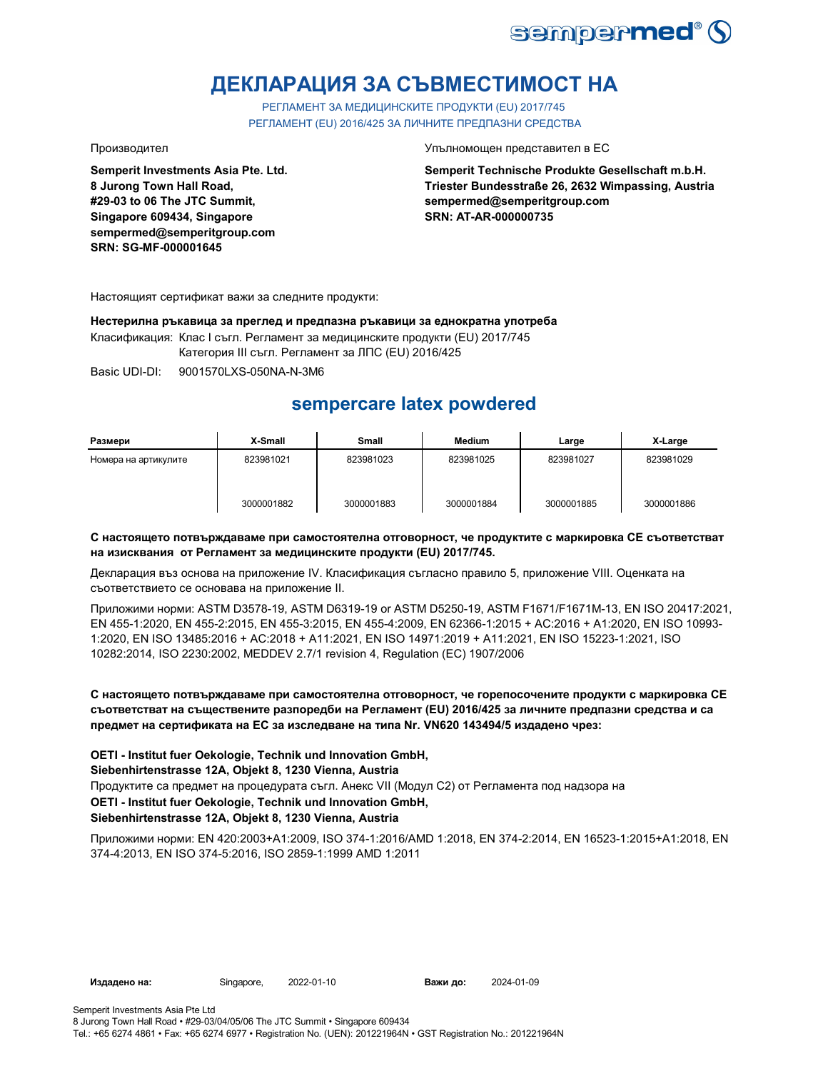# ДЕКЛАРАЦИЯ ЗА СЪВМЕСТИМОСТ НА

РЕГЛАМЕНТ ЗА МЕДИЦИНСКИТЕ ПРОДУКТИ (EU) 2017/745
РЕГЛАМЕНТ (EU) 2016/425 ЗА ЛИЧНИТЕ ПРЕДПАЗНИ СРЕДСТВА

Производител

**Semperit Investments Asia Pte. Ltd.**
**8 Jurong Town Hall Road,**
**#29-03 to 06 The JTC Summit,**
**Singapore 609434, Singapore**
**sempermed@semperitgroup.com**
**SRN: SG-MF-000001645**

Упълномощен представител в ЕС

**Semperit Technische Produkte Gesellschaft m.b.H.**
**Triester Bundesstraße 26, 2632 Wimpassing, Austria**
**sempermed@semperitgroup.com**
**SRN: AT-AR-000000735**

Настоящият сертификат важи за следните продукти:

**Нестерилна ръкавица за преглед и предпазна ръкавици за еднократна употреба**

Класификация: Клас I съгл. Регламент за медицинските продукти (EU) 2017/745
Категория III съгл. Регламент за ЛПС (EU) 2016/425

Basic UDI-DI: 9001570LXS-050NA-N-3M6

## sempercare latex powdered

| Размери | X-Small | Small | Medium | Large | X-Large |
|---|---|---|---|---|---|
| Номера на артикулите | 823981021 | 823981023 | 823981025 | 823981027 | 823981029 |
| | 3000001882 | 3000001883 | 3000001884 | 3000001885 | 3000001886 |

**С настоящето потвърждаваме при самостоятелна отговорност, че продуктите с маркировка СЕ съответстват на изисквания от Регламент за медицинските продукти (EU) 2017/745.**

Декларация въз основа на приложение IV. Класификация съгласно правило 5, приложение VIII. Оценката на съответствието се основава на приложение II.

Приложими норми: ASTM D3578-19, ASTM D6319-19 or ASTM D5250-19, ASTM F1671/F1671M-13, EN ISO 20417:2021, EN 455-1:2020, EN 455-2:2015, EN 455-3:2015, EN 455-4:2009, EN 62366-1:2015 + AC:2016 + A1:2020, EN ISO 10993-1:2020, EN ISO 13485:2016 + AC:2018 + A11:2021, EN ISO 14971:2019 + A11:2021, EN ISO 15223-1:2021, ISO 10282:2014, ISO 2230:2002, MEDDEV 2.7/1 revision 4, Regulation (EC) 1907/2006

**С настоящето потвърждаваме при самостоятелна отговорност, че горепосочените продукти с маркировка СЕ съответстват на съществените разпоредби на Регламент (EU) 2016/425 за личните предпазни средства и са предмет на сертификата на ЕС за изследване на типа Nr. VN620 143494/5 издадено чрез:**

**OETI - Institut fuer Oekologie, Technik und Innovation GmbH,**
**Siebenhirtenstrasse 12A, Objekt 8, 1230 Vienna, Austria**

Продуктите са предмет на процедурата съгл. Анекс VII (Модул С2) от Регламента под надзора на

**OETI - Institut fuer Oekologie, Technik und Innovation GmbH,**
**Siebenhirtenstrasse 12A, Objekt 8, 1230 Vienna, Austria**

Приложими норми: EN 420:2003+A1:2009, ISO 374-1:2016/AMD 1:2018, EN 374-2:2014, EN 16523-1:2015+A1:2018, EN 374-4:2013, EN ISO 374-5:2016, ISO 2859-1:1999 AMD 1:2011

**Издадено на:** Singapore, 2022-01-10 **Важи до:** 2024-01-09

Semperit Investments Asia Pte Ltd
8 Jurong Town Hall Road • #29-03/04/05/06 The JTC Summit • Singapore 609434
Tel.: +65 6274 4861 • Fax: +65 6274 6977 • Registration No. (UEN): 201221964N • GST Registration No.: 201221964N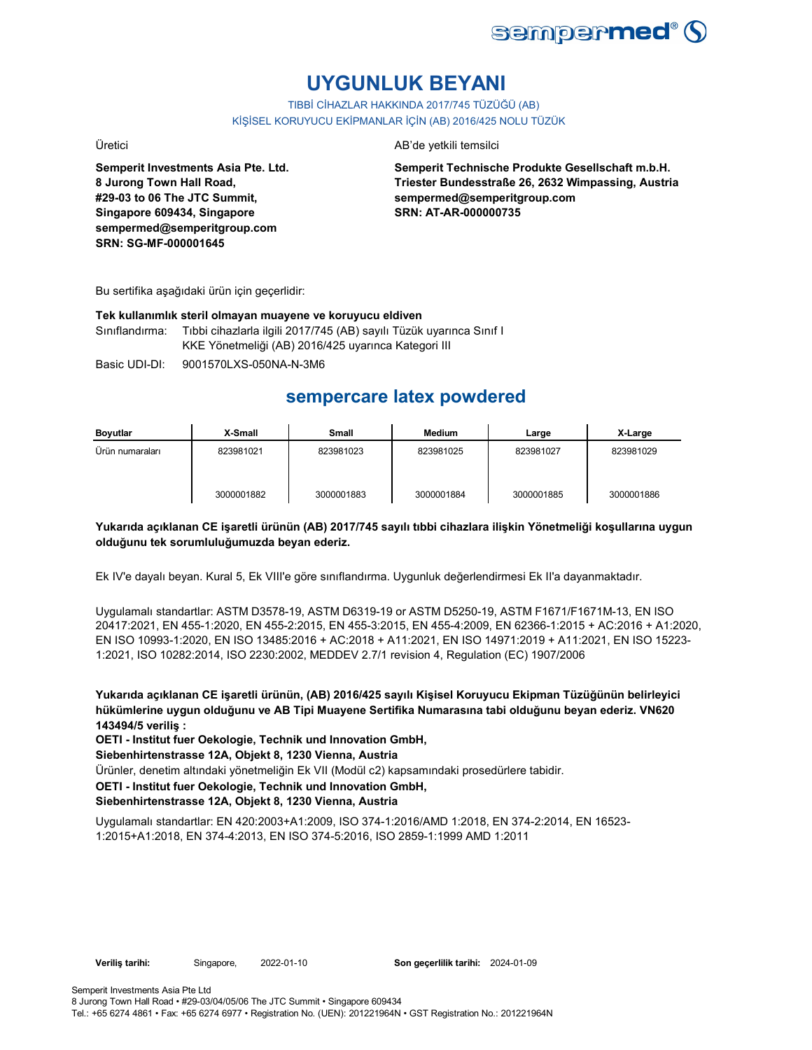# UYGUNLUK BEYANI

TIBBİ CİHAZLAR HAKKINDA 2017/745 TÜZÜĞÜ (AB)
KİŞİSEL KORUYUCU EKİPMANLAR İÇİN (AB) 2016/425 NOLU TÜZÜK

Üretici

**Semperit Investments Asia Pte. Ltd.**
**8 Jurong Town Hall Road,**
**#29-03 to 06 The JTC Summit,**
**Singapore 609434, Singapore**
**sempermed@semperitgroup.com**
**SRN: SG-MF-000001645**

AB'de yetkili temsilci

**Semperit Technische Produkte Gesellschaft m.b.H.**
**Triester Bundesstraße 26, 2632 Wimpassing, Austria**
**sempermed@semperitgroup.com**
**SRN: AT-AR-000000735**

Bu sertifika aşağıdaki ürün için geçerlidir:

**Tek kullanımlık steril olmayan muayene ve koruyucu eldiven**

Sınıflandırma: Tıbbi cihazlarla ilgili 2017/745 (AB) sayılı Tüzük uyarınca Sınıf I
KKE Yönetmeliği (AB) 2016/425 uyarınca Kategori III

Basic UDI-DI: 9001570LXS-050NA-N-3M6

## sempercare latex powdered

| Boyutlar | X-Small | Small | Medium | Large | X-Large |
|---|---|---|---|---|---|
| Ürün numaraları | 823981021 | 823981023 | 823981025 | 823981027 | 823981029 |
| | 3000001882 | 3000001883 | 3000001884 | 3000001885 | 3000001886 |

**Yukarıda açıklanan CE işaretli ürünün (AB) 2017/745 sayılı tıbbi cihazlara ilişkin Yönetmeliği koşullarına uygun olduğunu tek sorumluluğumuzda beyan ederiz.**

Ek IV'e dayalı beyan. Kural 5, Ek VIII'e göre sınıflandırma. Uygunluk değerlendirmesi Ek II'a dayanmaktadır.

Uygulamalı standartlar: ASTM D3578-19, ASTM D6319-19 or ASTM D5250-19, ASTM F1671/F1671M-13, EN ISO 20417:2021, EN 455-1:2020, EN 455-2:2015, EN 455-3:2015, EN 455-4:2009, EN 62366-1:2015 + AC:2016 + A1:2020, EN ISO 10993-1:2020, EN ISO 13485:2016 + AC:2018 + A11:2021, EN ISO 14971:2019 + A11:2021, EN ISO 15223-1:2021, ISO 10282:2014, ISO 2230:2002, MEDDEV 2.7/1 revision 4, Regulation (EC) 1907/2006

**Yukarıda açıklanan CE işaretli ürünün, (AB) 2016/425 sayılı Kişisel Koruyucu Ekipman Tüzüğünün belirleyici hükümlerine uygun olduğunu ve AB Tipi Muayene Sertifika Numarasına tabi olduğunu beyan ederiz. VN620 143494/5 veriliş :**

**OETI - Institut fuer Oekologie, Technik und Innovation GmbH,**

**Siebenhirtenstrasse 12A, Objekt 8, 1230 Vienna, Austria**

Ürünler, denetim altındaki yönetmeliğin Ek VII (Modül c2) kapsamındaki prosedürlere tabidir.

**OETI - Institut fuer Oekologie, Technik und Innovation GmbH,**

**Siebenhirtenstrasse 12A, Objekt 8, 1230 Vienna, Austria**

Uygulamalı standartlar: EN 420:2003+A1:2009, ISO 374-1:2016/AMD 1:2018, EN 374-2:2014, EN 16523-1:2015+A1:2018, EN 374-4:2013, EN ISO 374-5:2016, ISO 2859-1:1999 AMD 1:2011

**Veriliş tarihi:** Singapore, 2022-01-10 **Son geçerlilik tarihi:** 2024-01-09

Semperit Investments Asia Pte Ltd
8 Jurong Town Hall Road • #29-03/04/05/06 The JTC Summit • Singapore 609434
Tel.: +65 6274 4861 • Fax: +65 6274 6977 • Registration No. (UEN): 201221964N • GST Registration No.: 201221964N